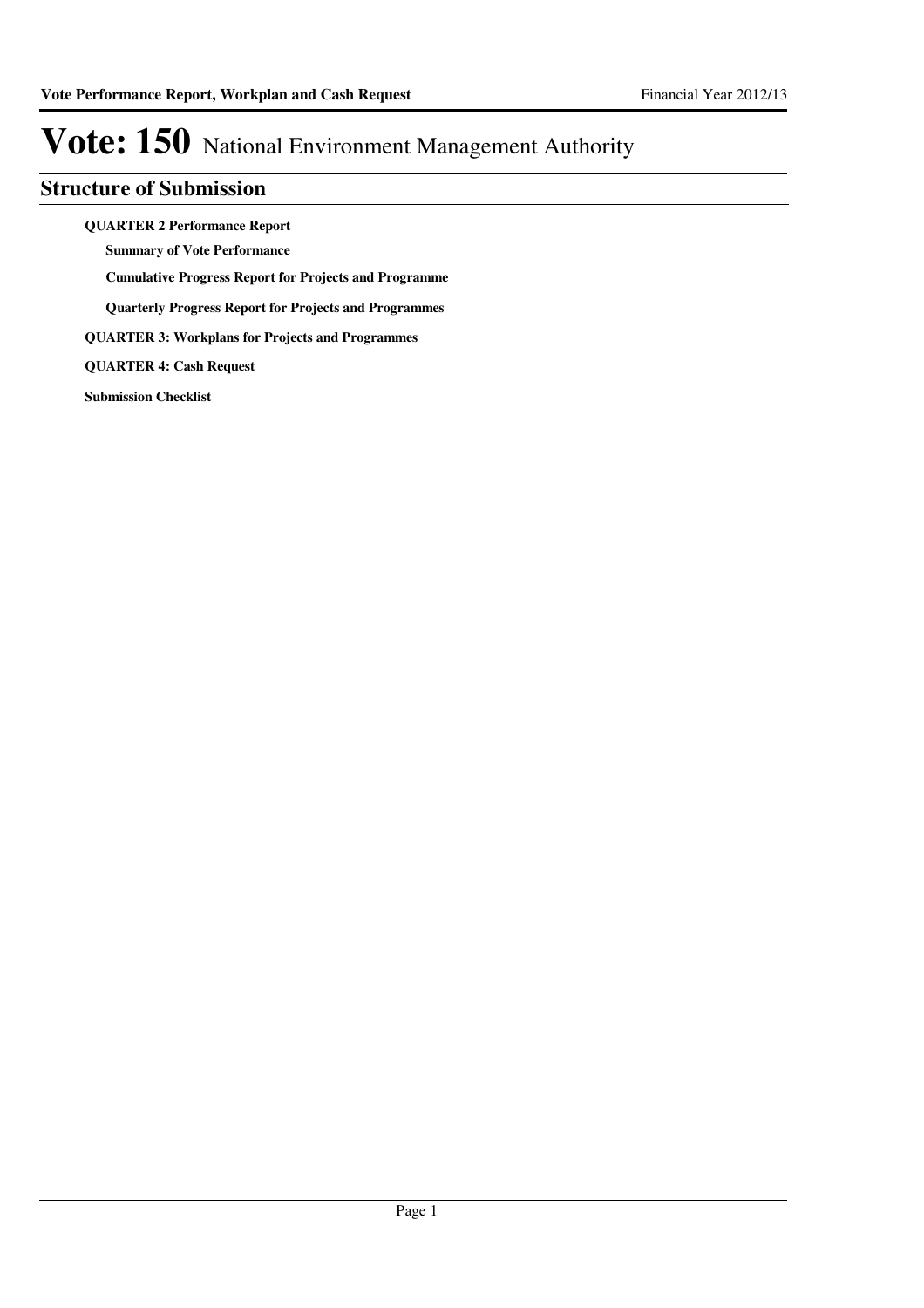# Vote: 150 National Environment Management Authority

## Structure of Submission

**QUARTER 2 Performance Report**

- **Summary of Vote Performance**
- **Cumulative Progress Report for Projects and Programme**
- **Quarterly Progress Report for Projects and Programmes**

**QUARTER 3: Workplans for Projects and Programmes**

**QUARTER 4: Cash Request**

**Submission Checklist**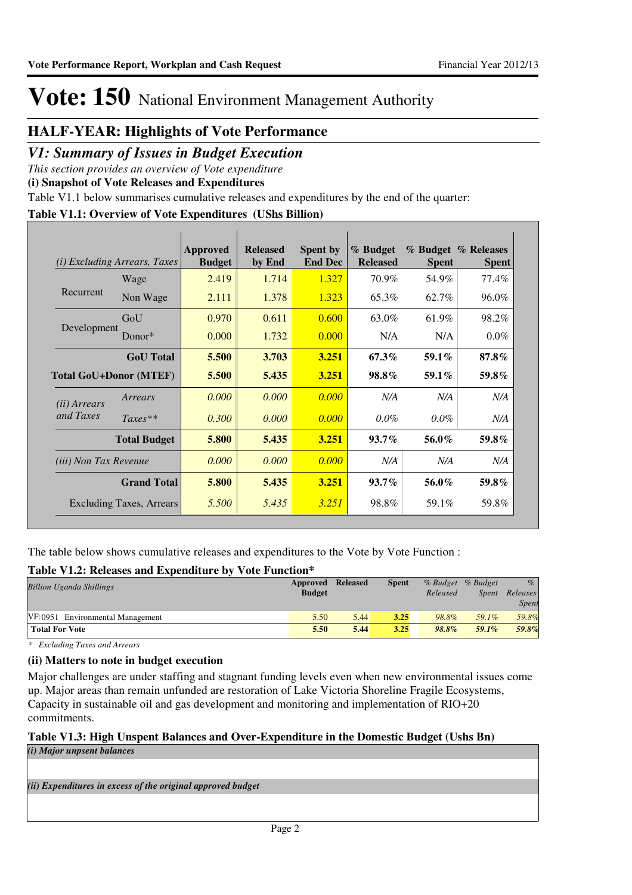# Vote: 150 National Environment Management Authority

## HALF-YEAR: Highlights of Vote Performance

### *V1: Summary of Issues in Budget Execution*

*This section provides an overview of Vote expenditure*

**(i) Snapshot of Vote Releases and Expenditures**

Table V1.1 below summarises cumulative releases and expenditures by the end of the quarter:

**Table V1.1: Overview of Vote Expenditures (UShs Billion)**

| *(i) Excluding Arrears, Taxes* | | Approved Budget | Released by End | Spent by End Dec | % Budget Released | % Budget Spent | % Releases Spent |
|---|---|---|---|---|---|---|---|
| Recurrent | Wage | 2.419 | 1.714 | 1.327 | 70.9% | 54.9% | 77.4% |
| | Non Wage | 2.111 | 1.378 | 1.323 | 65.3% | 62.7% | 96.0% |
| Development | GoU | 0.970 | 0.611 | 0.600 | 63.0% | 61.9% | 98.2% |
| | Donor* | 0.000 | 1.732 | 0.000 | N/A | N/A | 0.0% |
| | **GoU Total** | **5.500** | **3.703** | **3.251** | **67.3%** | **59.1%** | **87.8%** |
| **Total GoU+Donor (MTEF)** | | **5.500** | **5.435** | **3.251** | **98.8%** | **59.1%** | **59.8%** |
| *(ii) Arrears and Taxes* | *Arrears* | *0.000* | *0.000* | *0.000* | *N/A* | *N/A* | *N/A* |
| | *Taxes*** | *0.300* | *0.000* | *0.000* | *0.0%* | *0.0%* | *N/A* |
| | **Total Budget** | **5.800** | **5.435** | **3.251** | **93.7%** | **56.0%** | **59.8%** |
| *(iii) Non Tax Revenue* | | *0.000* | *0.000* | *0.000* | *N/A* | *N/A* | *N/A* |
| | **Grand Total** | **5.800** | **5.435** | **3.251** | **93.7%** | **56.0%** | **59.8%** |
| | Excluding Taxes, Arrears | *5.500* | *5.435* | *3.251* | 98.8% | 59.1% | 59.8% |

The table below shows cumulative releases and expenditures to the Vote by Vote Function :

**Table V1.2: Releases and Expenditure by Vote Function***

| *Billion Uganda Shillings* | Approved Budget | Released | Spent | *% Budget Released* | *% Budget Spent* | *% Releases Spent* |
|---|---|---|---|---|---|---|
| VF:0951 Environmental Management | 5.50 | 5.44 | 3.25 | 98.8% | 59.1% | 59.8% |
| **Total For Vote** | **5.50** | **5.44** | **3.25** | **98.8%** | **59.1%** | **59.8%** |

\* *Excluding Taxes and Arrears*

**(ii) Matters to note in budget execution**

Major challenges are under staffing and stagnant funding levels even when new environmental issues come up. Major areas than remain unfunded are restoration of Lake Victoria Shoreline Fragile Ecosystems, Capacity in sustainable oil and gas development and monitoring and implementation of RIO+20 commitments.

**Table V1.3: High Unspent Balances and Over-Expenditure in the Domestic Budget (Ushs Bn)**

*(i) Major unpsent balances*

*(ii) Expenditures in excess of the original approved budget*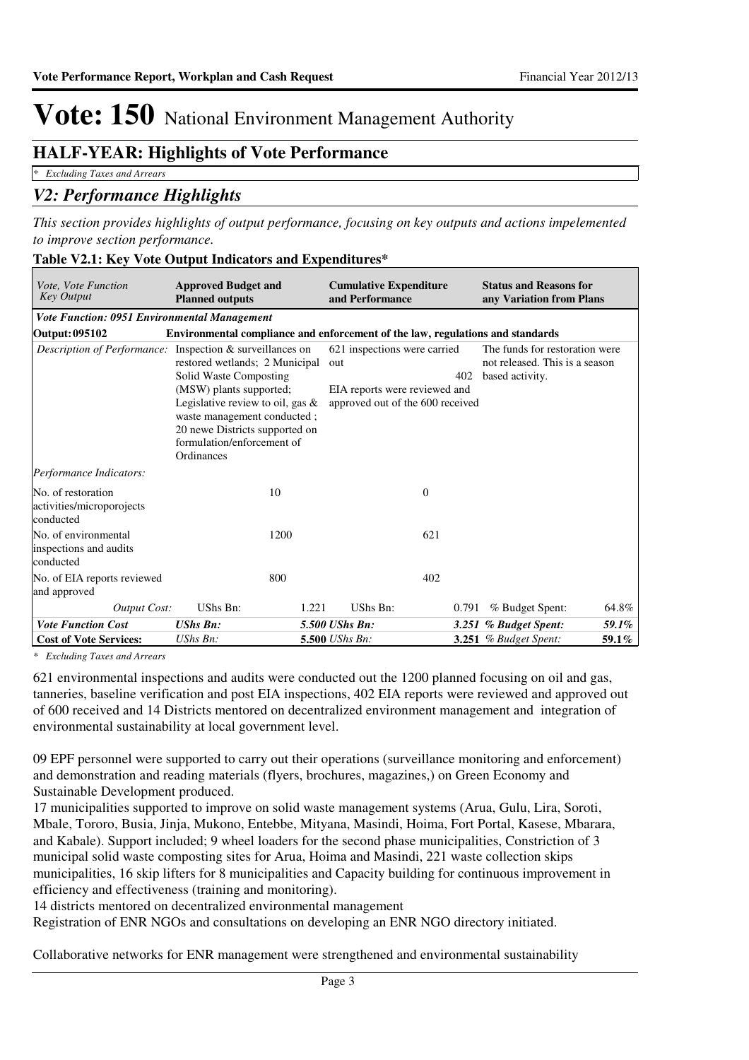# Vote: 150 National Environment Management Authority

## HALF-YEAR: Highlights of Vote Performance

*\* Excluding Taxes and Arrears*

## *V2: Performance Highlights*

*This section provides highlights of output performance, focusing on key outputs and actions impelemented to improve section performance.*

**Table V2.1: Key Vote Output Indicators and Expenditures***

| *Vote, Vote Function Key Output* | **Approved Budget and Planned outputs** | | **Cumulative Expenditure and Performance** | | **Status and Reasons for any Variation from Plans** | |
|---|---|---|---|---|---|---|
| ***Vote Function: 0951 Environmental Management*** | | | | | | |
| **Output: 095102** | **Environmental compliance and enforcement of the law, regulations and standards** | | | | | |
| *Description of Performance:* | Inspection & surveillances on restored wetlands; 2 Municipal Solid Waste Composting (MSW) plants supported; Legislative review to oil, gas & waste management conducted ; 20 newe Districts supported on formulation/enforcement of Ordinances | | 621 inspections were carried out 402 EIA reports were reviewed and approved out of the 600 received | | The funds for restoration were not released. This is a season based activity. | |
| *Performance Indicators:* | | | | | | |
| No. of restoration activities/microporojects conducted | | 10 | | 0 | | |
| No. of environmental inspections and audits conducted | | 1200 | | 621 | | |
| No. of EIA reports reviewed and approved | | 800 | | 402 | | |
| *Output Cost:* | UShs Bn: | 1.221 | UShs Bn: | 0.791 | % Budget Spent: | 64.8% |
| ***Vote Function Cost*** | ***UShs Bn:*** | ***5.500*** | ***UShs Bn:*** | ***3.251*** | ***% Budget Spent:*** | ***59.1%*** |
| **Cost of Vote Services:** | *UShs Bn:* | **5.500** | *UShs Bn:* | **3.251** | *% Budget Spent:* | **59.1%** |

*\* Excluding Taxes and Arrears*

621 environmental inspections and audits were conducted out the 1200 planned focusing on oil and gas, tanneries, baseline verification and post EIA inspections, 402 EIA reports were reviewed and approved out of 600 received and 14 Districts mentored on decentralized environment management and integration of environmental sustainability at local government level.

09 EPF personnel were supported to carry out their operations (surveillance monitoring and enforcement) and demonstration and reading materials (flyers, brochures, magazines,) on Green Economy and Sustainable Development produced.
17 municipalities supported to improve on solid waste management systems (Arua, Gulu, Lira, Soroti, Mbale, Tororo, Busia, Jinja, Mukono, Entebbe, Mityana, Masindi, Hoima, Fort Portal, Kasese, Mbarara, and Kabale). Support included; 9 wheel loaders for the second phase municipalities, Constriction of 3 municipal solid waste composting sites for Arua, Hoima and Masindi, 221 waste collection skips municipalities, 16 skip lifters for 8 municipalities and Capacity building for continuous improvement in efficiency and effectiveness (training and monitoring).
14 districts mentored on decentralized environmental management
Registration of ENR NGOs and consultations on developing an ENR NGO directory initiated.

Collaborative networks for ENR management were strengthened and environmental sustainability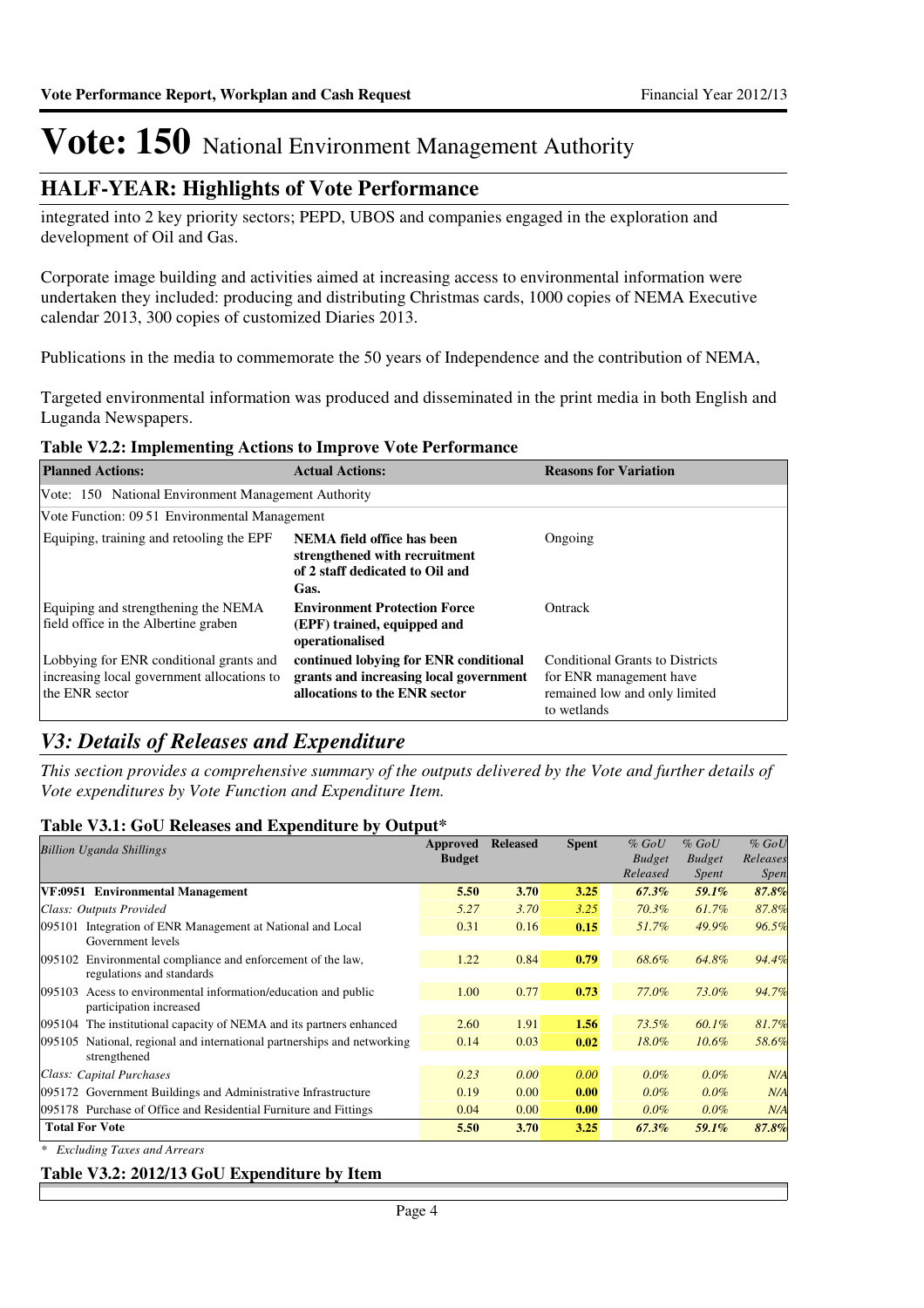# Vote: 150 National Environment Management Authority

## HALF-YEAR: Highlights of Vote Performance

integrated into 2 key priority sectors; PEPD, UBOS and companies engaged in the exploration and development of Oil and Gas.

Corporate image building and activities aimed at increasing access to environmental information were undertaken they included: producing and distributing Christmas cards, 1000 copies of NEMA Executive calendar 2013, 300 copies of customized Diaries 2013.

Publications in the media to commemorate the 50 years of Independence and the contribution of NEMA,

Targeted environmental information was produced and disseminated in the print media in both English and Luganda Newspapers.

**Table V2.2: Implementing Actions to Improve Vote Performance**

| Planned Actions: | Actual Actions: | Reasons for Variation |
|---|---|---|
| Vote: 150 National Environment Management Authority | | |
| Vote Function: 09 51 Environmental Management | | |
| Equiping, training and retooling the EPF | **NEMA field office has been strengthened with recruitment of 2 staff dedicated to Oil and Gas.** | Ongoing |
| Equiping and strengthening the NEMA field office in the Albertine graben | **Environment Protection Force (EPF) trained, equipped and operationalised** | Ontrack |
| Lobbying for ENR conditional grants and increasing local government allocations to the ENR sector | **continued lobying for ENR conditional grants and increasing local government allocations to the ENR sector** | Conditional Grants to Districts for ENR management have remained low and only limited to wetlands |

## *V3: Details of Releases and Expenditure*

*This section provides a comprehensive summary of the outputs delivered by the Vote and further details of Vote expenditures by Vote Function and Expenditure Item.*

**Table V3.1: GoU Releases and Expenditure by Output***

| *Billion Uganda Shillings* | Approved Budget | Released | Spent | *% GoU Budget Released* | *% GoU Budget Spent* | *% GoU Releases Spent* |
|---|---|---|---|---|---|---|
| **VF:0951 Environmental Management** | **5.50** | **3.70** | **3.25** | ***67.3%*** | ***59.1%*** | ***87.8%*** |
| *Class: Outputs Provided* | *5.27* | *3.70* | *3.25* | *70.3%* | *61.7%* | *87.8%* |
| 095101 Integration of ENR Management at National and Local Government levels | 0.31 | 0.16 | **0.15** | *51.7%* | *49.9%* | *96.5%* |
| 095102 Environmental compliance and enforcement of the law, regulations and standards | 1.22 | 0.84 | **0.79** | *68.6%* | *64.8%* | *94.4%* |
| 095103 Acess to environmental information/education and public participation increased | 1.00 | 0.77 | **0.73** | *77.0%* | *73.0%* | *94.7%* |
| 095104 The institutional capacity of NEMA and its partners enhanced | 2.60 | 1.91 | **1.56** | *73.5%* | *60.1%* | *81.7%* |
| 095105 National, regional and international partnerships and networking strengthened | 0.14 | 0.03 | **0.02** | *18.0%* | *10.6%* | *58.6%* |
| *Class: Capital Purchases* | *0.23* | *0.00* | *0.00* | *0.0%* | *0.0%* | *N/A* |
| 095172 Government Buildings and Administrative Infrastructure | 0.19 | 0.00 | **0.00** | *0.0%* | *0.0%* | *N/A* |
| 095178 Purchase of Office and Residential Furniture and Fittings | 0.04 | 0.00 | **0.00** | *0.0%* | *0.0%* | *N/A* |
| **Total For Vote** | **5.50** | **3.70** | **3.25** | ***67.3%*** | ***59.1%*** | ***87.8%*** |

*\* Excluding Taxes and Arrears*

**Table V3.2: 2012/13 GoU Expenditure by Item**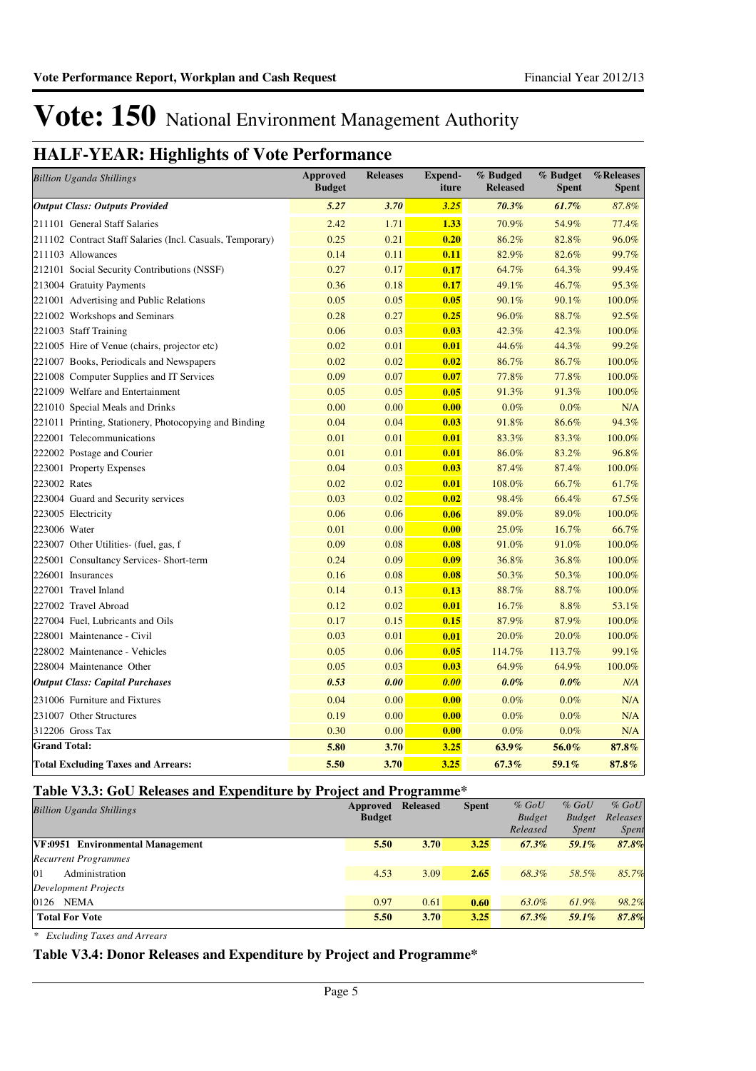# Vote: 150 National Environment Management Authority

## HALF-YEAR: Highlights of Vote Performance

| *Billion Uganda Shillings* | Approved Budget | Releases | Expend-iture | % Budged Released | % Budget Spent | %Releases Spent |
|---|---|---|---|---|---|---|
| ***Output Class: Outputs Provided*** | ***5.27*** | ***3.70*** | ***3.25*** | ***70.3%*** | ***61.7%*** | *87.8%* |
| 211101 General Staff Salaries | 2.42 | 1.71 | **1.33** | 70.9% | 54.9% | 77.4% |
| 211102 Contract Staff Salaries (Incl. Casuals, Temporary) | 0.25 | 0.21 | **0.20** | 86.2% | 82.8% | 96.0% |
| 211103 Allowances | 0.14 | 0.11 | **0.11** | 82.9% | 82.6% | 99.7% |
| 212101 Social Security Contributions (NSSF) | 0.27 | 0.17 | **0.17** | 64.7% | 64.3% | 99.4% |
| 213004 Gratuity Payments | 0.36 | 0.18 | **0.17** | 49.1% | 46.7% | 95.3% |
| 221001 Advertising and Public Relations | 0.05 | 0.05 | **0.05** | 90.1% | 90.1% | 100.0% |
| 221002 Workshops and Seminars | 0.28 | 0.27 | **0.25** | 96.0% | 88.7% | 92.5% |
| 221003 Staff Training | 0.06 | 0.03 | **0.03** | 42.3% | 42.3% | 100.0% |
| 221005 Hire of Venue (chairs, projector etc) | 0.02 | 0.01 | **0.01** | 44.6% | 44.3% | 99.2% |
| 221007 Books, Periodicals and Newspapers | 0.02 | 0.02 | **0.02** | 86.7% | 86.7% | 100.0% |
| 221008 Computer Supplies and IT Services | 0.09 | 0.07 | **0.07** | 77.8% | 77.8% | 100.0% |
| 221009 Welfare and Entertainment | 0.05 | 0.05 | **0.05** | 91.3% | 91.3% | 100.0% |
| 221010 Special Meals and Drinks | 0.00 | 0.00 | **0.00** | 0.0% | 0.0% | N/A |
| 221011 Printing, Stationery, Photocopying and Binding | 0.04 | 0.04 | **0.03** | 91.8% | 86.6% | 94.3% |
| 222001 Telecommunications | 0.01 | 0.01 | **0.01** | 83.3% | 83.3% | 100.0% |
| 222002 Postage and Courier | 0.01 | 0.01 | **0.01** | 86.0% | 83.2% | 96.8% |
| 223001 Property Expenses | 0.04 | 0.03 | **0.03** | 87.4% | 87.4% | 100.0% |
| 223002 Rates | 0.02 | 0.02 | **0.01** | 108.0% | 66.7% | 61.7% |
| 223004 Guard and Security services | 0.03 | 0.02 | **0.02** | 98.4% | 66.4% | 67.5% |
| 223005 Electricity | 0.06 | 0.06 | **0.06** | 89.0% | 89.0% | 100.0% |
| 223006 Water | 0.01 | 0.00 | **0.00** | 25.0% | 16.7% | 66.7% |
| 223007 Other Utilities- (fuel, gas, f | 0.09 | 0.08 | **0.08** | 91.0% | 91.0% | 100.0% |
| 225001 Consultancy Services- Short-term | 0.24 | 0.09 | **0.09** | 36.8% | 36.8% | 100.0% |
| 226001 Insurances | 0.16 | 0.08 | **0.08** | 50.3% | 50.3% | 100.0% |
| 227001 Travel Inland | 0.14 | 0.13 | **0.13** | 88.7% | 88.7% | 100.0% |
| 227002 Travel Abroad | 0.12 | 0.02 | **0.01** | 16.7% | 8.8% | 53.1% |
| 227004 Fuel, Lubricants and Oils | 0.17 | 0.15 | **0.15** | 87.9% | 87.9% | 100.0% |
| 228001 Maintenance - Civil | 0.03 | 0.01 | **0.01** | 20.0% | 20.0% | 100.0% |
| 228002 Maintenance - Vehicles | 0.05 | 0.06 | **0.05** | 114.7% | 113.7% | 99.1% |
| 228004 Maintenance Other | 0.05 | 0.03 | **0.03** | 64.9% | 64.9% | 100.0% |
| ***Output Class: Capital Purchases*** | ***0.53*** | ***0.00*** | ***0.00*** | ***0.0%*** | ***0.0%*** | *N/A* |
| 231006 Furniture and Fixtures | 0.04 | 0.00 | **0.00** | 0.0% | 0.0% | N/A |
| 231007 Other Structures | 0.19 | 0.00 | **0.00** | 0.0% | 0.0% | N/A |
| 312206 Gross Tax | 0.30 | 0.00 | **0.00** | 0.0% | 0.0% | N/A |
| **Grand Total:** | **5.80** | **3.70** | **3.25** | **63.9%** | **56.0%** | **87.8%** |
| **Total Excluding Taxes and Arrears:** | **5.50** | **3.70** | **3.25** | **67.3%** | **59.1%** | **87.8%** |

### Table V3.3: GoU Releases and Expenditure by Project and Programme*

| *Billion Uganda Shillings* | Approved Budget | Released | Spent | *% GoU Budget Released* | *% GoU Budget Spent* | *% GoU Releases Spent* |
|---|---|---|---|---|---|---|
| **VF:0951 Environmental Management** | **5.50** | **3.70** | **3.25** | ***67.3%*** | ***59.1%*** | ***87.8%*** |
| *Recurrent Programmes* | | | | | | |
| 01 Administration | 4.53 | 3.09 | **2.65** | *68.3%* | *58.5%* | *85.7%* |
| *Development Projects* | | | | | | |
| 0126 NEMA | 0.97 | 0.61 | **0.60** | *63.0%* | *61.9%* | *98.2%* |
| **Total For Vote** | **5.50** | **3.70** | **3.25** | ***67.3%*** | ***59.1%*** | ***87.8%*** |

*\* Excluding Taxes and Arrears*

### Table V3.4: Donor Releases and Expenditure by Project and Programme*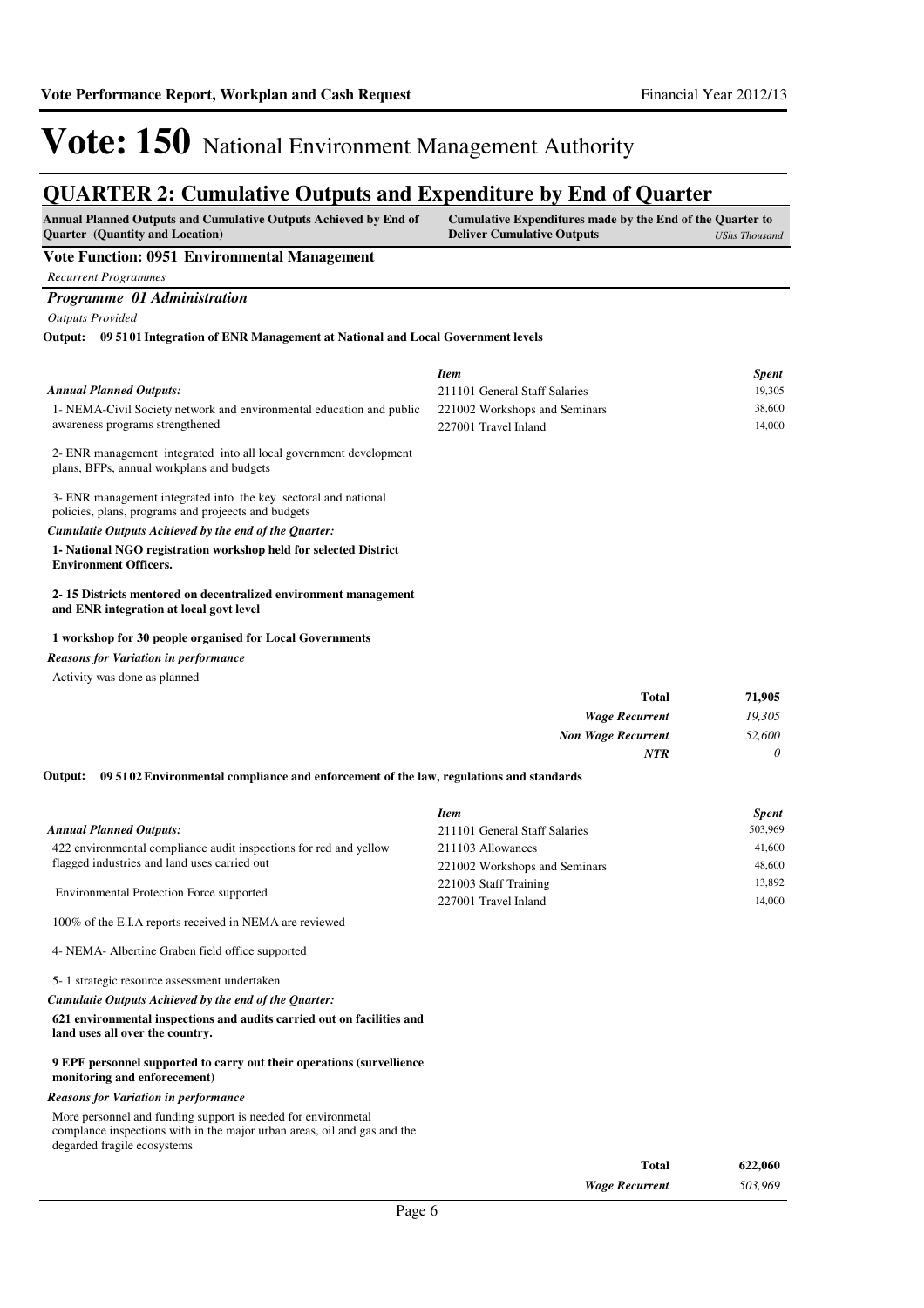# Vote: 150 National Environment Management Authority

## QUARTER 2: Cumulative Outputs and Expenditure by End of Quarter

| Annual Planned Outputs and Cumulative Outputs Achieved by End of Quarter (Quantity and Location) | Cumulative Expenditures made by the End of the Quarter to Deliver Cumulative Outputs *UShs Thousand* |
|---|---|

### Vote Function: 0951 Environmental Management

*Recurrent Programmes*

#### *Programme 01 Administration*

*Outputs Provided*

**Output: 09 5101 Integration of ENR Management at National and Local Government levels**

*Annual Planned Outputs:*

1- NEMA-Civil Society network and environmental education and public awareness programs strengthened

2- ENR management integrated into all local government development plans, BFPs, annual workplans and budgets

3- ENR management integrated into the key sectoral and national policies, plans, programs and projeects and budgets

*Cumulatie Outputs Achieved by the end of the Quarter:*

**1- National NGO registration workshop held for selected District Environment Officers.**

**2- 15 Districts mentored on decentralized environment management and ENR integration at local govt level**

**1 workshop for 30 people organised for Local Governments**

*Reasons for Variation in performance*

Activity was done as planned

| *Item* | *Spent* |
|---|---|
| 211101 General Staff Salaries | 19,305 |
| 221002 Workshops and Seminars | 38,600 |
| 227001 Travel Inland | 14,000 |
| **Total** | **71,905** |
| ***Wage Recurrent*** | *19,305* |
| ***Non Wage Recurrent*** | *52,600* |
| ***NTR*** | *0* |

**Output: 09 5102 Environmental compliance and enforcement of the law, regulations and standards**

*Annual Planned Outputs:*

422 environmental compliance audit inspections for red and yellow flagged industries and land uses carried out

Environmental Protection Force supported

100% of the E.I.A reports received in NEMA are reviewed

4- NEMA- Albertine Graben field office supported

5- 1 strategic resource assessment undertaken

*Cumulatie Outputs Achieved by the end of the Quarter:*

**621 environmental inspections and audits carried out on facilities and land uses all over the country.**

**9 EPF personnel supported to carry out their operations (survellience monitoring and enforecement)**

*Reasons for Variation in performance*

More personnel and funding support is needed for environmetal complance inspections with in the major urban areas, oil and gas and the degarded fragile ecosystems

| *Item* | *Spent* |
|---|---|
| 211101 General Staff Salaries | 503,969 |
| 211103 Allowances | 41,600 |
| 221002 Workshops and Seminars | 48,600 |
| 221003 Staff Training | 13,892 |
| 227001 Travel Inland | 14,000 |
| **Total** | **622,060** |
| ***Wage Recurrent*** | *503,969* |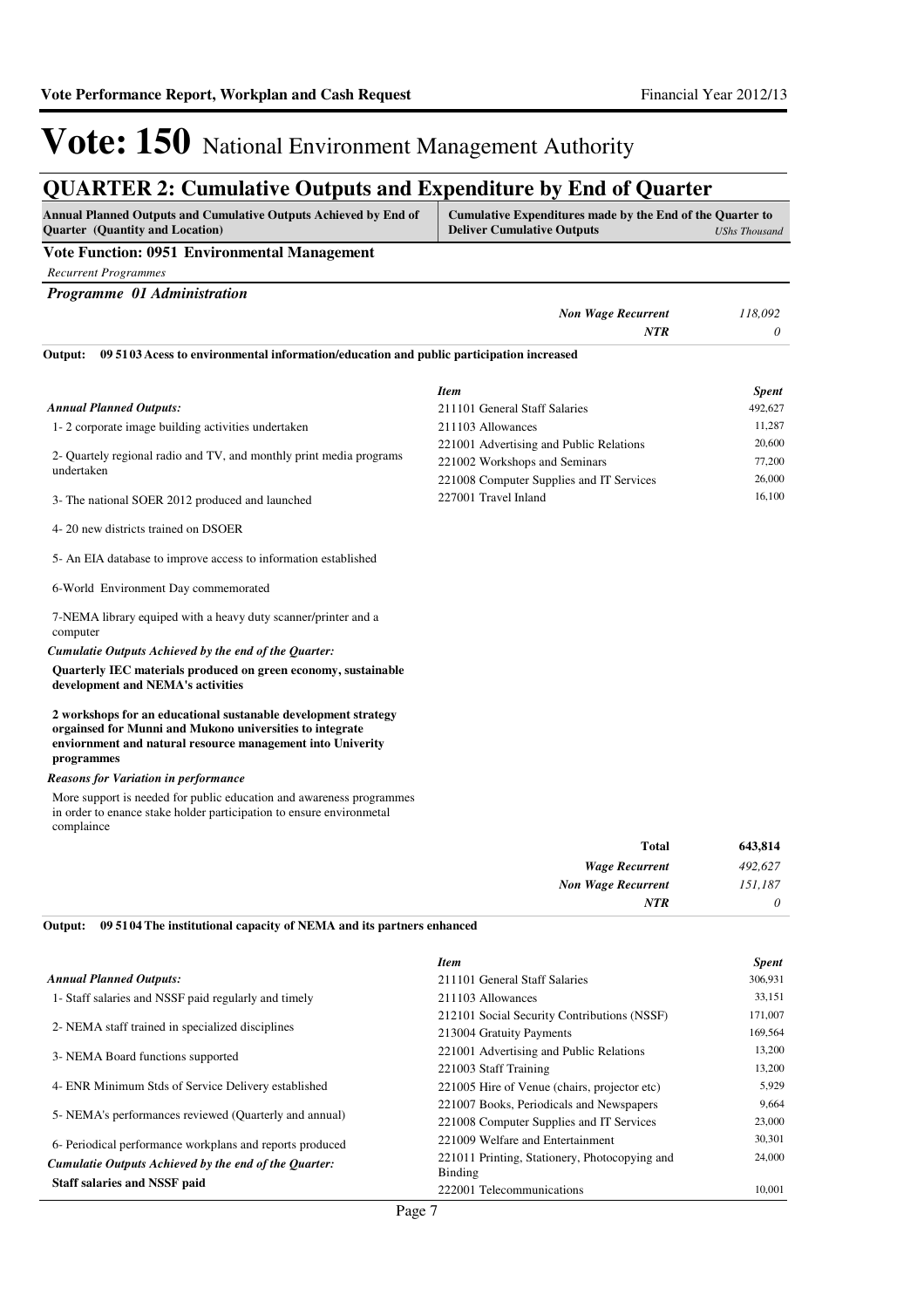# Vote: 150 National Environment Management Authority

## QUARTER 2: Cumulative Outputs and Expenditure by End of Quarter

| Annual Planned Outputs and Cumulative Outputs Achieved by End of Quarter (Quantity and Location) | Cumulative Expenditures made by the End of the Quarter to Deliver Cumulative Outputs | *UShs Thousand* |
|---|---|---|

**Vote Function: 0951 Environmental Management**

*Recurrent Programmes*

***Programme 01 Administration***

| | |
|---|---|
| *Non Wage Recurrent* | *118,092* |
| *NTR* | *0* |

**Output: 09 51 03 Acess to environmental information/education and public participation increased**

*Annual Planned Outputs:*

1- 2 corporate image building activities undertaken

2- Quartely regional radio and TV, and monthly print media programs undertaken

3- The national SOER 2012 produced and launched

4- 20 new districts trained on DSOER

5- An EIA database to improve access to information established

6-World Environment Day commemorated

7-NEMA library equiped with a heavy duty scanner/printer and a computer

*Cumulatie Outputs Achieved by the end of the Quarter:*

**Quarterly IEC materials produced on green economy, sustainable development and NEMA's activities**

**2 workshops for an educational sustanable development strategy orgainsed for Munni and Mukono universities to integrate enviornment and natural resource management into Univerity programmes**

*Reasons for Variation in performance*

More support is needed for public education and awareness programmes in order to enance stake holder participation to ensure environmetal complaince

| *Item* | *Spent* |
|---|---|
| 211101 General Staff Salaries | 492,627 |
| 211103 Allowances | 11,287 |
| 221001 Advertising and Public Relations | 20,600 |
| 221002 Workshops and Seminars | 77,200 |
| 221008 Computer Supplies and IT Services | 26,000 |
| 227001 Travel Inland | 16,100 |

| | |
|---|---|
| **Total** | **643,814** |
| *Wage Recurrent* | *492,627* |
| *Non Wage Recurrent* | *151,187* |
| *NTR* | *0* |

**Output: 09 51 04 The institutional capacity of NEMA and its partners enhanced**

*Annual Planned Outputs:*

1- Staff salaries and NSSF paid regularly and timely

2- NEMA staff trained in specialized disciplines

3- NEMA Board functions supported

4- ENR Minimum Stds of Service Delivery established

5- NEMA's performances reviewed (Quarterly and annual)

6- Periodical performance workplans and reports produced

*Cumulatie Outputs Achieved by the end of the Quarter:*

**Staff salaries and NSSF paid**

| *Item* | *Spent* |
|---|---|
| 211101 General Staff Salaries | 306,931 |
| 211103 Allowances | 33,151 |
| 212101 Social Security Contributions (NSSF) | 171,007 |
| 213004 Gratuity Payments | 169,564 |
| 221001 Advertising and Public Relations | 13,200 |
| 221003 Staff Training | 13,200 |
| 221005 Hire of Venue (chairs, projector etc) | 5,929 |
| 221007 Books, Periodicals and Newspapers | 9,664 |
| 221008 Computer Supplies and IT Services | 23,000 |
| 221009 Welfare and Entertainment | 30,301 |
| 221011 Printing, Stationery, Photocopying and Binding | 24,000 |
| 222001 Telecommunications | 10,001 |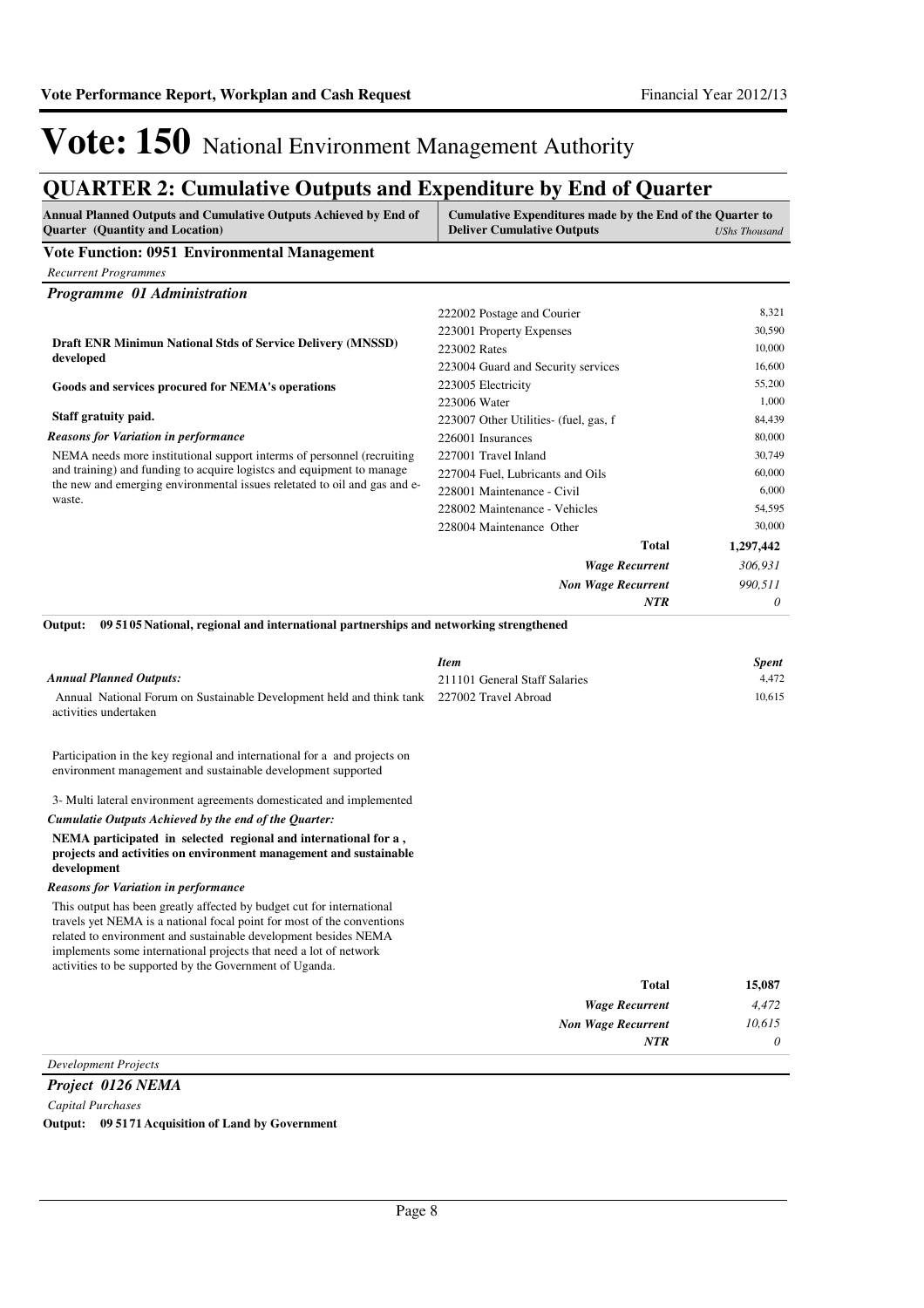# Vote: 150 National Environment Management Authority

## QUARTER 2: Cumulative Outputs and Expenditure by End of Quarter

| Annual Planned Outputs and Cumulative Outputs Achieved by End of Quarter (Quantity and Location) | Cumulative Expenditures made by the End of the Quarter to Deliver Cumulative Outputs | USh Thousand |
|---|---|---|

**Vote Function: 0951 Environmental Management**

*Recurrent Programmes*

### *Programme 01 Administration*

**Draft ENR Minimun National Stds of Service Delivery (MNSSD) developed**

**Goods and services procured for NEMA's operations**

**Staff gratuity paid.**

***Reasons for Variation in performance***

NEMA needs more institutional support interms of personnel (recruiting and training) and funding to acquire logistcs and equipment to manage the new and emerging environmental issues reletated to oil and gas and e-waste.

| Item | Spent |
|---|---|
| 222002 Postage and Courier | 8,321 |
| 223001 Property Expenses | 30,590 |
| 223002 Rates | 10,000 |
| 223004 Guard and Security services | 16,600 |
| 223005 Electricity | 55,200 |
| 223006 Water | 1,000 |
| 223007 Other Utilities- (fuel, gas, f | 84,439 |
| 226001 Insurances | 80,000 |
| 227001 Travel Inland | 30,749 |
| 227004 Fuel, Lubricants and Oils | 60,000 |
| 228001 Maintenance - Civil | 6,000 |
| 228002 Maintenance - Vehicles | 54,595 |
| 228004 Maintenance Other | 30,000 |
| **Total** | **1,297,442** |
| *Wage Recurrent* | *306,931* |
| *Non Wage Recurrent* | *990,511* |
| *NTR* | *0* |

**Output: 09 51 05 National, regional and international partnerships and networking strengthened**

***Annual Planned Outputs:***

Annual National Forum on Sustainable Development held and think tank activities undertaken

Participation in the key regional and international for a and projects on environment management and sustainable development supported

3- Multi lateral environment agreements domesticated and implemented

***Cumulatie Outputs Achieved by the end of the Quarter:***

**NEMA participated in selected regional and international for a , projects and activities on environment management and sustainable development**

***Reasons for Variation in performance***

This output has been greatly affected by budget cut for international travels yet NEMA is a national focal point for most of the conventions related to environment and sustainable development besides NEMA implements some international projects that need a lot of network activities to be supported by the Government of Uganda.

| *Item* | *Spent* |
|---|---|
| 211101 General Staff Salaries | 4,472 |
| 227002 Travel Abroad | 10,615 |
| **Total** | **15,087** |
| *Wage Recurrent* | *4,472* |
| *Non Wage Recurrent* | *10,615* |
| *NTR* | *0* |

*Development Projects*

### *Project 0126 NEMA*

*Capital Purchases*

**Output: 09 51 71 Acquisition of Land by Government**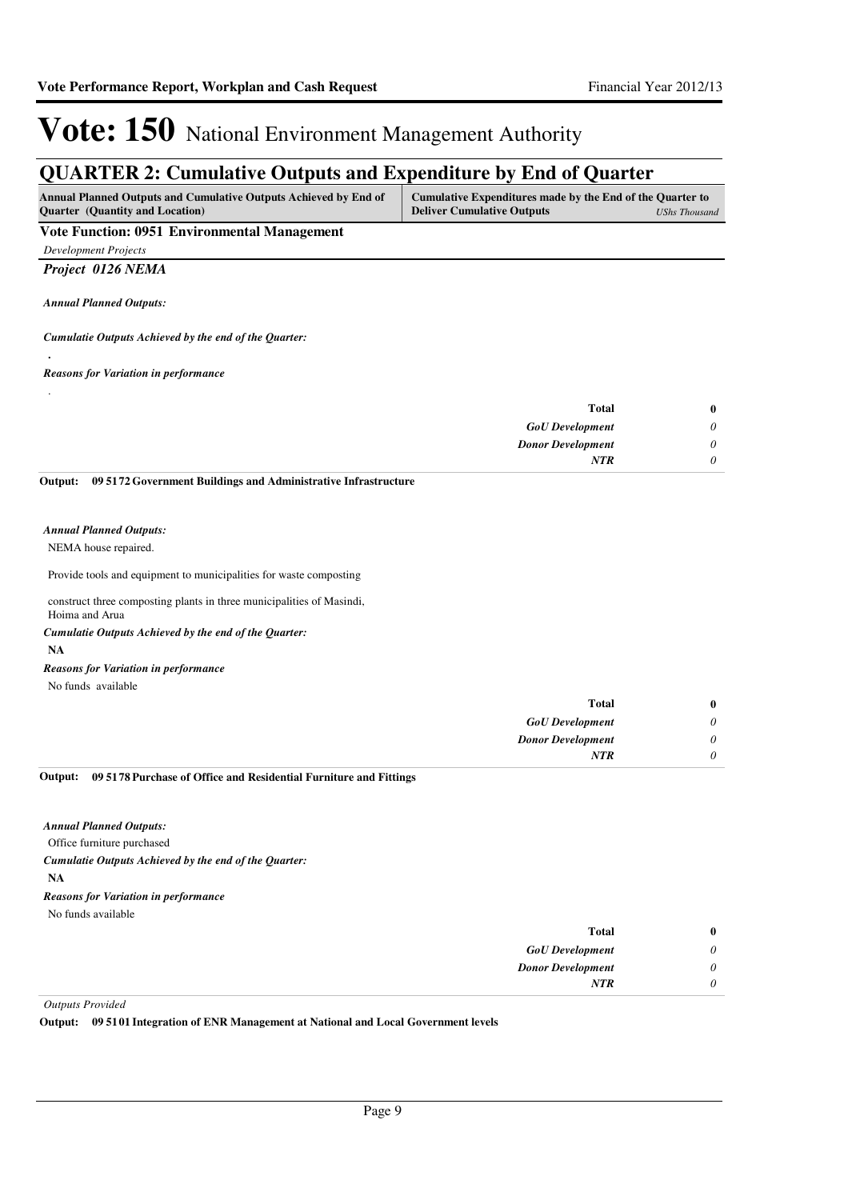# Vote: 150 National Environment Management Authority

## QUARTER 2: Cumulative Outputs and Expenditure by End of Quarter

| Annual Planned Outputs and Cumulative Outputs Achieved by End of Quarter (Quantity and Location) | Cumulative Expenditures made by the End of the Quarter to Deliver Cumulative Outputs *UShs Thousand* |
|---|---|

### Vote Function: 0951 Environmental Management

*Development Projects*

#### *Project 0126 NEMA*

***Annual Planned Outputs:***

***Cumulatie Outputs Achieved by the end of the Quarter:***

.

***Reasons for Variation in performance***

.

| | |
|---|---|
| **Total** | **0** |
| *GoU Development* | *0* |
| *Donor Development* | *0* |
| *NTR* | *0* |

**Output: 09 5172 Government Buildings and Administrative Infrastructure**

***Annual Planned Outputs:***

NEMA house repaired.

Provide tools and equipment to municipalities for waste composting

construct three composting plants in three municipalities of Masindi, Hoima and Arua

***Cumulatie Outputs Achieved by the end of the Quarter:***

**NA**

***Reasons for Variation in performance***

No funds available

| | |
|---|---|
| **Total** | **0** |
| *GoU Development* | *0* |
| *Donor Development* | *0* |
| *NTR* | *0* |

**Output: 09 5178 Purchase of Office and Residential Furniture and Fittings**

***Annual Planned Outputs:***

Office furniture purchased

***Cumulatie Outputs Achieved by the end of the Quarter:***

**NA**

***Reasons for Variation in performance***

No funds available

| | |
|---|---|
| **Total** | **0** |
| *GoU Development* | *0* |
| *Donor Development* | *0* |
| *NTR* | *0* |

*Outputs Provided*

**Output: 09 5101 Integration of ENR Management at National and Local Government levels**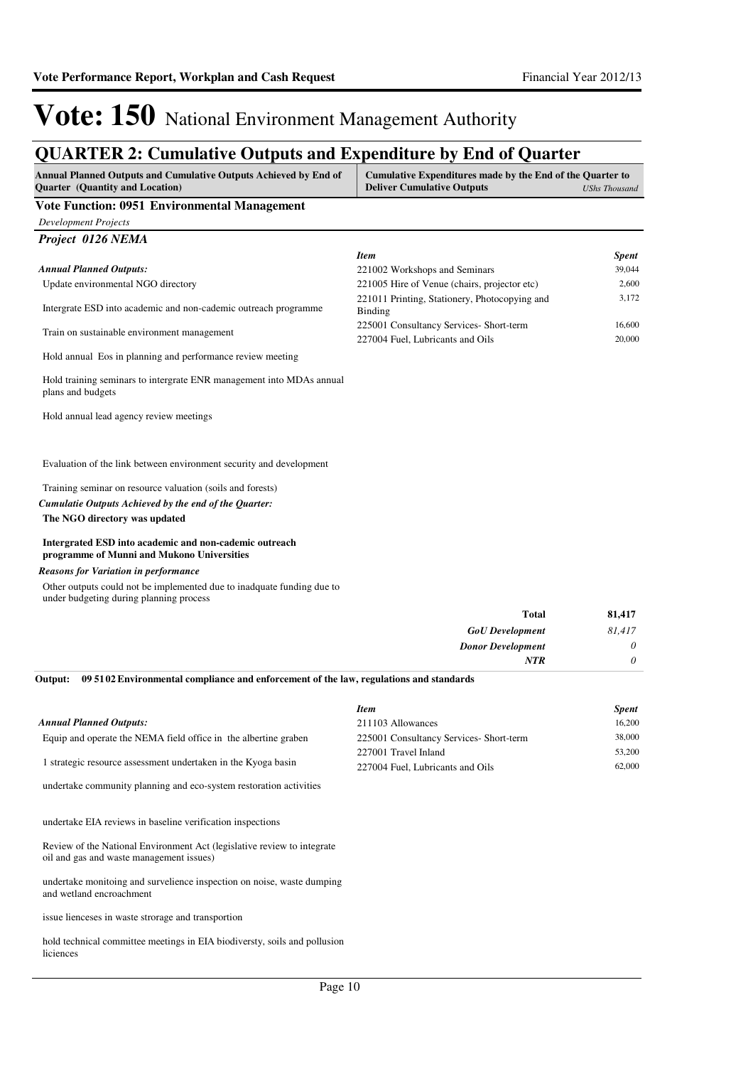# Vote: 150 National Environment Management Authority

## QUARTER 2: Cumulative Outputs and Expenditure by End of Quarter

| Annual Planned Outputs and Cumulative Outputs Achieved by End of Quarter (Quantity and Location) | Cumulative Expenditures made by the End of the Quarter to Deliver Cumulative Outputs *UShs Thousand* |
|---|---|

### Vote Function: 0951 Environmental Management

*Development Projects*

#### *Project 0126 NEMA*

***Annual Planned Outputs:***

Update environmental NGO directory

Intergrate ESD into academic and non-cademic outreach programme

Train on sustainable environment management

Hold annual Eos in planning and performance review meeting

Hold training seminars to intergrate ENR management into MDAs annual plans and budgets

Hold annual lead agency review meetings

Evaluation of the link between environment security and development

Training seminar on resource valuation (soils and forests)

***Cumulatie Outputs Achieved by the end of the Quarter:***

**The NGO directory was updated**

**Intergrated ESD into academic and non-cademic outreach programme of Munni and Mukono Universities**

***Reasons for Variation in performance***

Other outputs could not be implemented due to inadquate funding due to under budgeting during planning process

| *Item* | *Spent* |
|---|---|
| 221002 Workshops and Seminars | 39,044 |
| 221005 Hire of Venue (chairs, projector etc) | 2,600 |
| 221011 Printing, Stationery, Photocopying and Binding | 3,172 |
| 225001 Consultancy Services- Short-term | 16,600 |
| 227004 Fuel, Lubricants and Oils | 20,000 |
| **Total** | **81,417** |
| ***GoU Development*** | *81,417* |
| ***Donor Development*** | *0* |
| ***NTR*** | *0* |

**Output: 09 51 02 Environmental compliance and enforcement of the law, regulations and standards**

***Annual Planned Outputs:***

Equip and operate the NEMA field office in the albertine graben

1 strategic resource assessment undertaken in the Kyoga basin

undertake community planning and eco-system restoration activities

undertake EIA reviews in baseline verification inspections

Review of the National Environment Act (legislative review to integrate oil and gas and waste management issues)

undertake monitoing and survelience inspection on noise, waste dumping and wetland encroachment

issue lienceses in waste strorage and transportion

hold technical committee meetings in EIA biodiversty, soils and pollution liciences

| *Item* | *Spent* |
|---|---|
| 211103 Allowances | 16,200 |
| 225001 Consultancy Services- Short-term | 38,000 |
| 227001 Travel Inland | 53,200 |
| 227004 Fuel, Lubricants and Oils | 62,000 |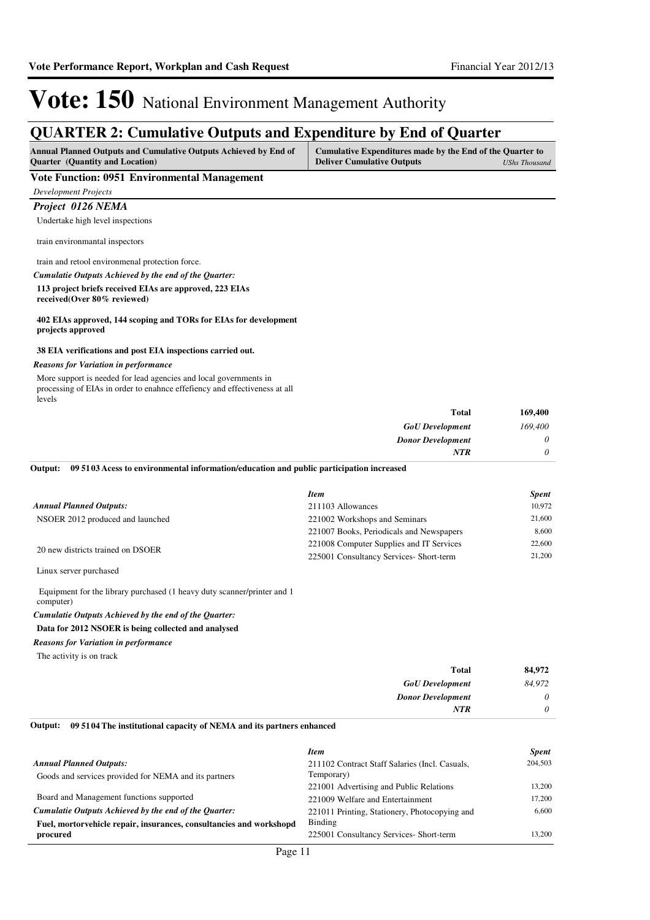# Vote: 150 National Environment Management Authority

## QUARTER 2: Cumulative Outputs and Expenditure by End of Quarter

| Annual Planned Outputs and Cumulative Outputs Achieved by End of Quarter (Quantity and Location) | Cumulative Expenditures made by the End of the Quarter to Deliver Cumulative Outputs *UShs Thousand* |
|---|---|

### Vote Function: 0951 Environmental Management

*Development Projects*

#### *Project 0126 NEMA*

Undertake high level inspections

train environmantal inspectors

train and retool environmenal protection force.

*Cumulatie Outputs Achieved by the end of the Quarter:*

**113 project briefs received EIAs are approved, 223 EIAs received(Over 80% reviewed)**

**402 EIAs approved, 144 scoping and TORs for EIAs for development projects approved**

**38 EIA verifications and post EIA inspections carried out.**

*Reasons for Variation in performance*

More support is needed for lead agencies and local governments in processing of EIAs in order to enahnce effefiency and effectiveness at all levels

| | |
|---|---|
| **Total** | **169,400** |
| ***GoU Development*** | *169,400* |
| ***Donor Development*** | *0* |
| ***NTR*** | *0* |

**Output: 09 5103 Acess to environmental information/education and public participation increased**

*Annual Planned Outputs:*

NSOER 2012 produced and launched

20 new districts trained on DSOER

Linux server purchased

Equipment for the library purchased (1 heavy duty scanner/printer and 1 computer)

*Cumulatie Outputs Achieved by the end of the Quarter:*

**Data for 2012 NSOER is being collected and analysed**

*Reasons for Variation in performance*

The activity is on track

| *Item* | *Spent* |
|---|---|
| 211103 Allowances | 10,972 |
| 221002 Workshops and Seminars | 21,600 |
| 221007 Books, Periodicals and Newspapers | 8,600 |
| 221008 Computer Supplies and IT Services | 22,600 |
| 225001 Consultancy Services- Short-term | 21,200 |
| **Total** | **84,972** |
| ***GoU Development*** | *84,972* |
| ***Donor Development*** | *0* |
| ***NTR*** | *0* |

**Output: 09 5104 The institutional capacity of NEMA and its partners enhanced**

*Annual Planned Outputs:*

Goods and services provided for NEMA and its partners

Board and Management functions supported

*Cumulatie Outputs Achieved by the end of the Quarter:*

**Fuel, mortorvehicle repair, insurances, consultancies and workshopd procured**

| *Item* | *Spent* |
|---|---|
| 211102 Contract Staff Salaries (Incl. Casuals, Temporary) | 204,503 |
| 221001 Advertising and Public Relations | 13,200 |
| 221009 Welfare and Entertainment | 17,200 |
| 221011 Printing, Stationery, Photocopying and Binding | 6,600 |
| 225001 Consultancy Services- Short-term | 13,200 |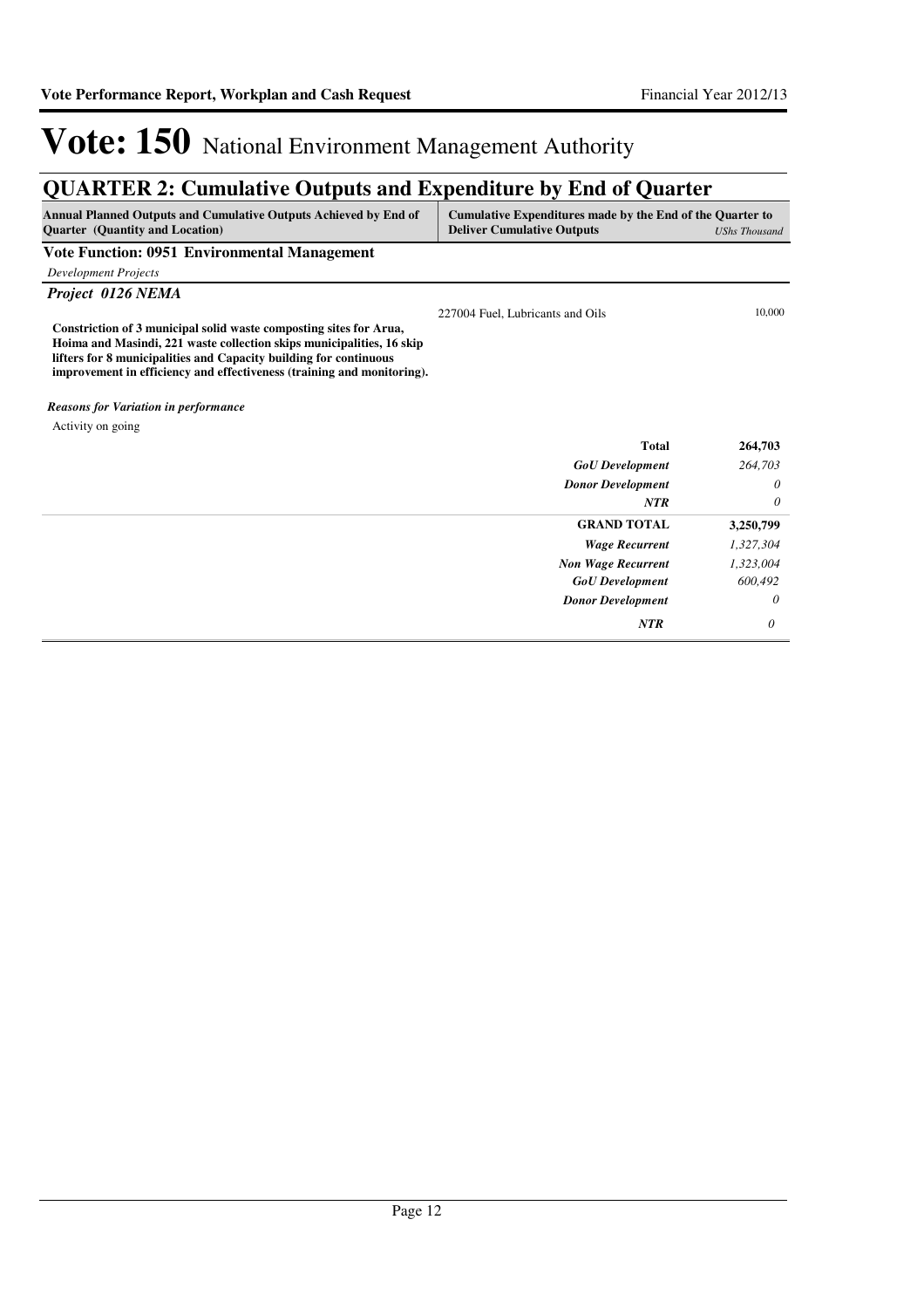# Vote: 150 National Environment Management Authority

## QUARTER 2: Cumulative Outputs and Expenditure by End of Quarter

| Annual Planned Outputs and Cumulative Outputs Achieved by End of Quarter (Quantity and Location) | Cumulative Expenditures made by the End of the Quarter to Deliver Cumulative Outputs | *UShs Thousand* |
|---|---|---|
| **Vote Function: 0951 Environmental Management** | | |
| *Development Projects* | | |
| ***Project 0126 NEMA*** | | |
| **Constriction of 3 municipal solid waste composting sites for Arua, Hoima and Masindi, 221 waste collection skips municipalities, 16 skip lifters for 8 municipalities and Capacity building for continuous improvement in efficiency and effectiveness (training and monitoring).** | 227004 Fuel, Lubricants and Oils | 10,000 |
| ***Reasons for Variation in performance*** | | |
| Activity on going | | |
| | **Total** | **264,703** |
| | ***GoU Development*** | *264,703* |
| | ***Donor Development*** | *0* |
| | ***NTR*** | *0* |
| | **GRAND TOTAL** | **3,250,799** |
| | ***Wage Recurrent*** | *1,327,304* |
| | ***Non Wage Recurrent*** | *1,323,004* |
| | ***GoU Development*** | *600,492* |
| | ***Donor Development*** | *0* |
| | ***NTR*** | *0* |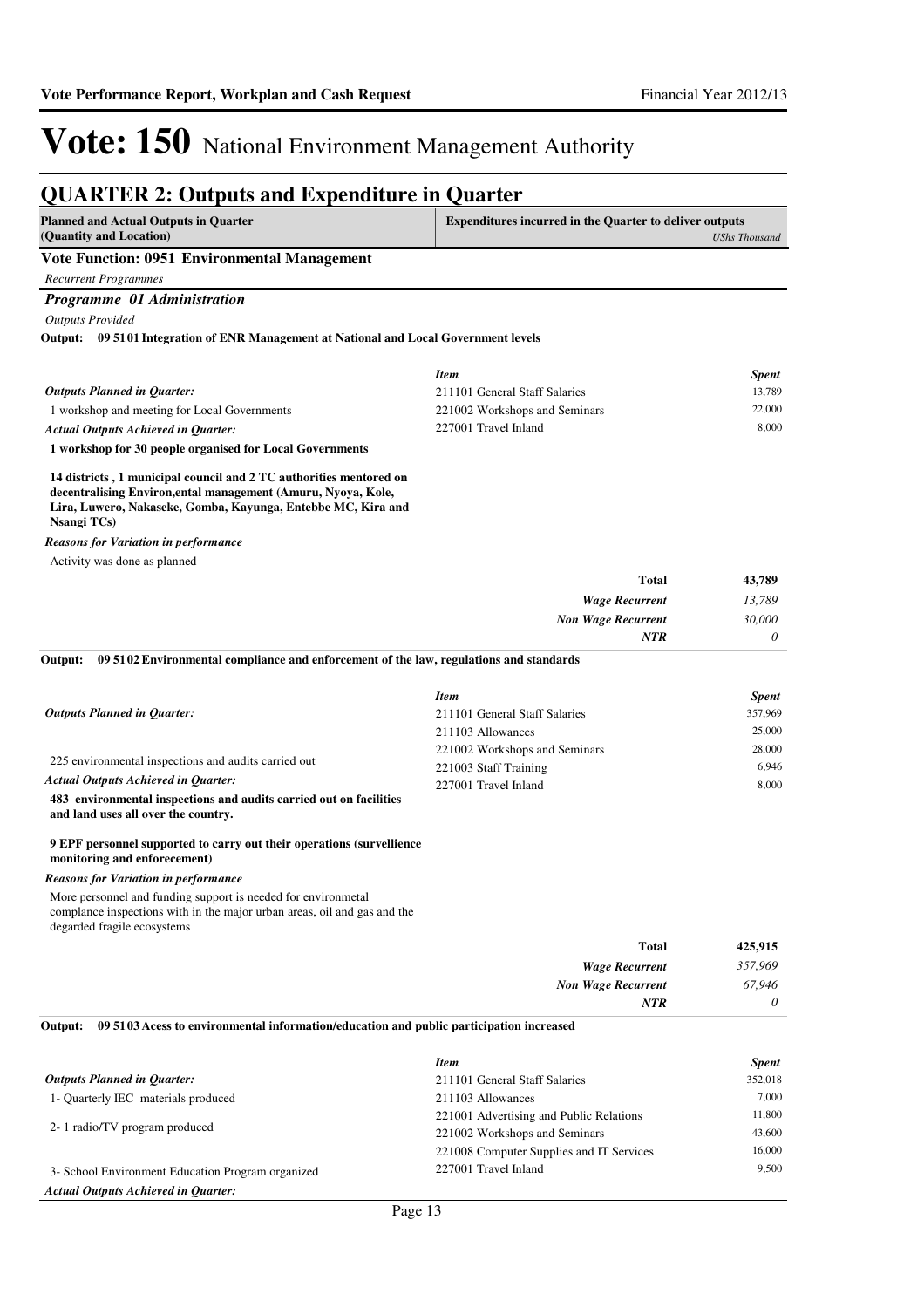# Vote: 150 National Environment Management Authority

## QUARTER 2: Outputs and Expenditure in Quarter

| Planned and Actual Outputs in Quarter (Quantity and Location) | Expenditures incurred in the Quarter to deliver outputs *UShs Thousand* |
|---|---|

### Vote Function: 0951 Environmental Management

*Recurrent Programmes*

#### *Programme 01 Administration*

*Outputs Provided*

**Output: 09 51 01 Integration of ENR Management at National and Local Government levels**

*Outputs Planned in Quarter:*

1 workshop and meeting for Local Governments

*Actual Outputs Achieved in Quarter:*

**1 workshop for 30 people organised for Local Governments**

**14 districts , 1 municipal council and 2 TC authorities mentored on decentralising Environ,ental management (Amuru, Nyoya, Kole, Lira, Luwero, Nakaseke, Gomba, Kayunga, Entebbe MC, Kira and Nsangi TCs)**

*Reasons for Variation in performance*

Activity was done as planned

| *Item* | *Spent* |
|---|---|
| 211101 General Staff Salaries | 13,789 |
| 221002 Workshops and Seminars | 22,000 |
| 227001 Travel Inland | 8,000 |
| **Total** | **43,789** |
| ***Wage Recurrent*** | *13,789* |
| ***Non Wage Recurrent*** | *30,000* |
| ***NTR*** | *0* |

**Output: 09 51 02 Environmental compliance and enforcement of the law, regulations and standards**

*Outputs Planned in Quarter:*

225 environmental inspections and audits carried out

*Actual Outputs Achieved in Quarter:*

**483 environmental inspections and audits carried out on facilities and land uses all over the country.**

**9 EPF personnel supported to carry out their operations (survellience monitoring and enforecement)**

*Reasons for Variation in performance*

More personnel and funding support is needed for environmetal complance inspections with in the major urban areas, oil and gas and the degarded fragile ecosystems

| *Item* | *Spent* |
|---|---|
| 211101 General Staff Salaries | 357,969 |
| 211103 Allowances | 25,000 |
| 221002 Workshops and Seminars | 28,000 |
| 221003 Staff Training | 6,946 |
| 227001 Travel Inland | 8,000 |
| **Total** | **425,915** |
| ***Wage Recurrent*** | *357,969* |
| ***Non Wage Recurrent*** | *67,946* |
| ***NTR*** | *0* |

**Output: 09 51 03 Acess to environmental information/education and public participation increased**

*Outputs Planned in Quarter:*

1- Quarterly IEC materials produced

2- 1 radio/TV program produced

3- School Environment Education Program organized

*Actual Outputs Achieved in Quarter:*

| *Item* | *Spent* |
|---|---|
| 211101 General Staff Salaries | 352,018 |
| 211103 Allowances | 7,000 |
| 221001 Advertising and Public Relations | 11,800 |
| 221002 Workshops and Seminars | 43,600 |
| 221008 Computer Supplies and IT Services | 16,000 |
| 227001 Travel Inland | 9,500 |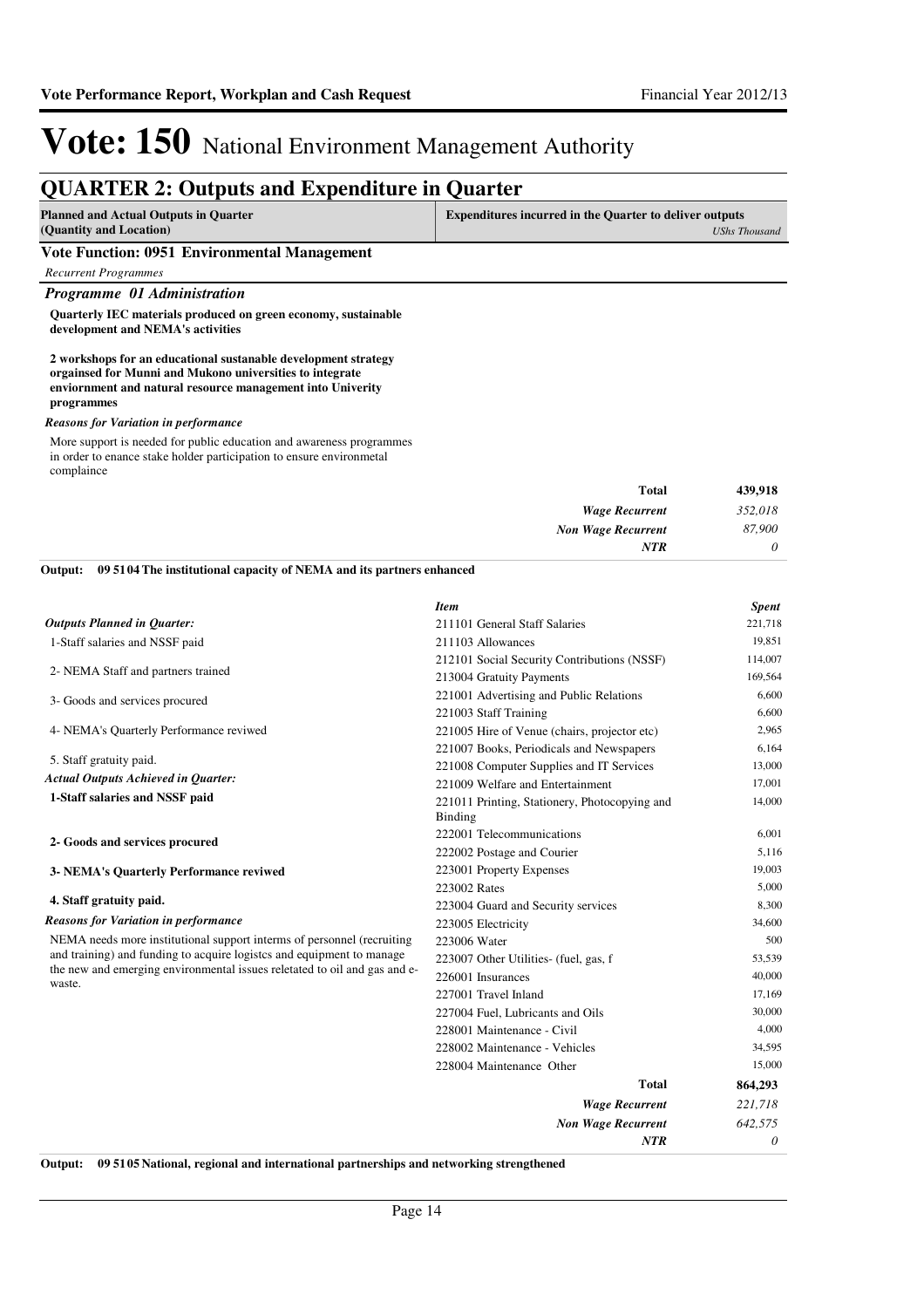# Vote: 150 National Environment Management Authority

## QUARTER 2: Outputs and Expenditure in Quarter

| Planned and Actual Outputs in Quarter (Quantity and Location) | Expenditures incurred in the Quarter to deliver outputs *UShs Thousand* |
|---|---|

### Vote Function: 0951 Environmental Management

*Recurrent Programmes*

#### *Programme 01 Administration*

**Quarterly IEC materials produced on green economy, sustainable development and NEMA's activities**

**2 workshops for an educational sustanable development strategy orgainsed for Munni and Mukono universities to integrate enviornment and natural resource management into Univerity programmes**

***Reasons for Variation in performance***

More support is needed for public education and awareness programmes in order to enance stake holder participation to ensure environmetal complaince

| | |
|---|---|
| **Total** | **439,918** |
| *Wage Recurrent* | *352,018* |
| *Non Wage Recurrent* | *87,900* |
| *NTR* | *0* |

**Output: 09 51 04 The institutional capacity of NEMA and its partners enhanced**

***Outputs Planned in Quarter:***

1-Staff salaries and NSSF paid

2- NEMA Staff and partners trained

3- Goods and services procured

4- NEMA's Quarterly Performance reviwed

5. Staff gratuity paid.

***Actual Outputs Achieved in Quarter:***

**1-Staff salaries and NSSF paid**

**2- Goods and services procured**

**3- NEMA's Quarterly Performance reviwed**

**4. Staff gratuity paid.**

***Reasons for Variation in performance***

NEMA needs more institutional support interms of personnel (recruiting and training) and funding to acquire logistcs and equipment to manage the new and emerging environmental issues reletated to oil and gas and e-waste.

| *Item* | *Spent* |
|---|---|
| 211101 General Staff Salaries | 221,718 |
| 211103 Allowances | 19,851 |
| 212101 Social Security Contributions (NSSF) | 114,007 |
| 213004 Gratuity Payments | 169,564 |
| 221001 Advertising and Public Relations | 6,600 |
| 221003 Staff Training | 6,600 |
| 221005 Hire of Venue (chairs, projector etc) | 2,965 |
| 221007 Books, Periodicals and Newspapers | 6,164 |
| 221008 Computer Supplies and IT Services | 13,000 |
| 221009 Welfare and Entertainment | 17,001 |
| 221011 Printing, Stationery, Photocopying and Binding | 14,000 |
| 222001 Telecommunications | 6,001 |
| 222002 Postage and Courier | 5,116 |
| 223001 Property Expenses | 19,003 |
| 223002 Rates | 5,000 |
| 223004 Guard and Security services | 8,300 |
| 223005 Electricity | 34,600 |
| 223006 Water | 500 |
| 223007 Other Utilities- (fuel, gas, f | 53,539 |
| 226001 Insurances | 40,000 |
| 227001 Travel Inland | 17,169 |
| 227004 Fuel, Lubricants and Oils | 30,000 |
| 228001 Maintenance - Civil | 4,000 |
| 228002 Maintenance - Vehicles | 34,595 |
| 228004 Maintenance Other | 15,000 |
| **Total** | **864,293** |
| *Wage Recurrent* | *221,718* |
| *Non Wage Recurrent* | *642,575* |
| *NTR* | *0* |

**Output: 09 51 05 National, regional and international partnerships and networking strengthened**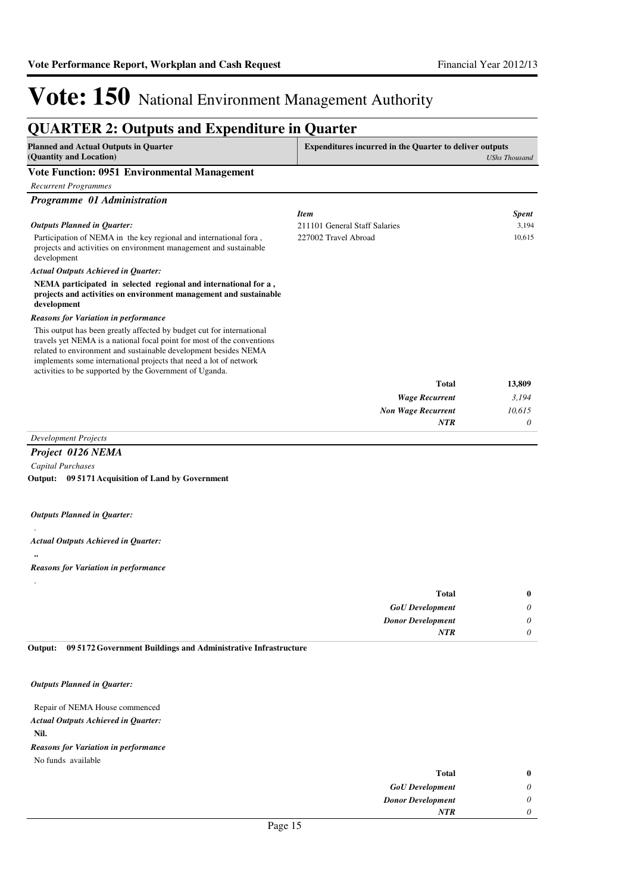# Vote: 150 National Environment Management Authority

## QUARTER 2: Outputs and Expenditure in Quarter

| Planned and Actual Outputs in Quarter (Quantity and Location) | Expenditures incurred in the Quarter to deliver outputs *UShs Thousand* |
|---|---|

### Vote Function: 0951 Environmental Management

*Recurrent Programmes*

#### *Programme 01 Administration*

***Outputs Planned in Quarter:***

Participation of NEMA in the key regional and international fora , projects and activities on environment management and sustainable development

***Actual Outputs Achieved in Quarter:***

**NEMA participated in selected regional and international for a , projects and activities on environment management and sustainable development**

***Reasons for Variation in performance***

This output has been greatly affected by budget cut for international travels yet NEMA is a national focal point for most of the conventions related to environment and sustainable development besides NEMA implements some international projects that need a lot of network activities to be supported by the Government of Uganda.

| *Item* | *Spent* |
|---|---|
| 211101 General Staff Salaries | 3,194 |
| 227002 Travel Abroad | 10,615 |
| **Total** | **13,809** |
| *Wage Recurrent* | *3,194* |
| *Non Wage Recurrent* | *10,615* |
| *NTR* | *0* |

*Development Projects*

#### *Project 0126 NEMA*

*Capital Purchases*

**Output: 09 5171 Acquisition of Land by Government**

***Outputs Planned in Quarter:***

.

***Actual Outputs Achieved in Quarter:***

**..**

***Reasons for Variation in performance***

.

| | |
|---|---|
| **Total** | **0** |
| *GoU Development* | *0* |
| *Donor Development* | *0* |
| *NTR* | *0* |

**Output: 09 5172 Government Buildings and Administrative Infrastructure**

***Outputs Planned in Quarter:***

Repair of NEMA House commenced

***Actual Outputs Achieved in Quarter:***

**Nil.**

***Reasons for Variation in performance***

No funds available

| | |
|---|---|
| **Total** | **0** |
| *GoU Development* | *0* |
| *Donor Development* | *0* |
| *NTR* | *0* |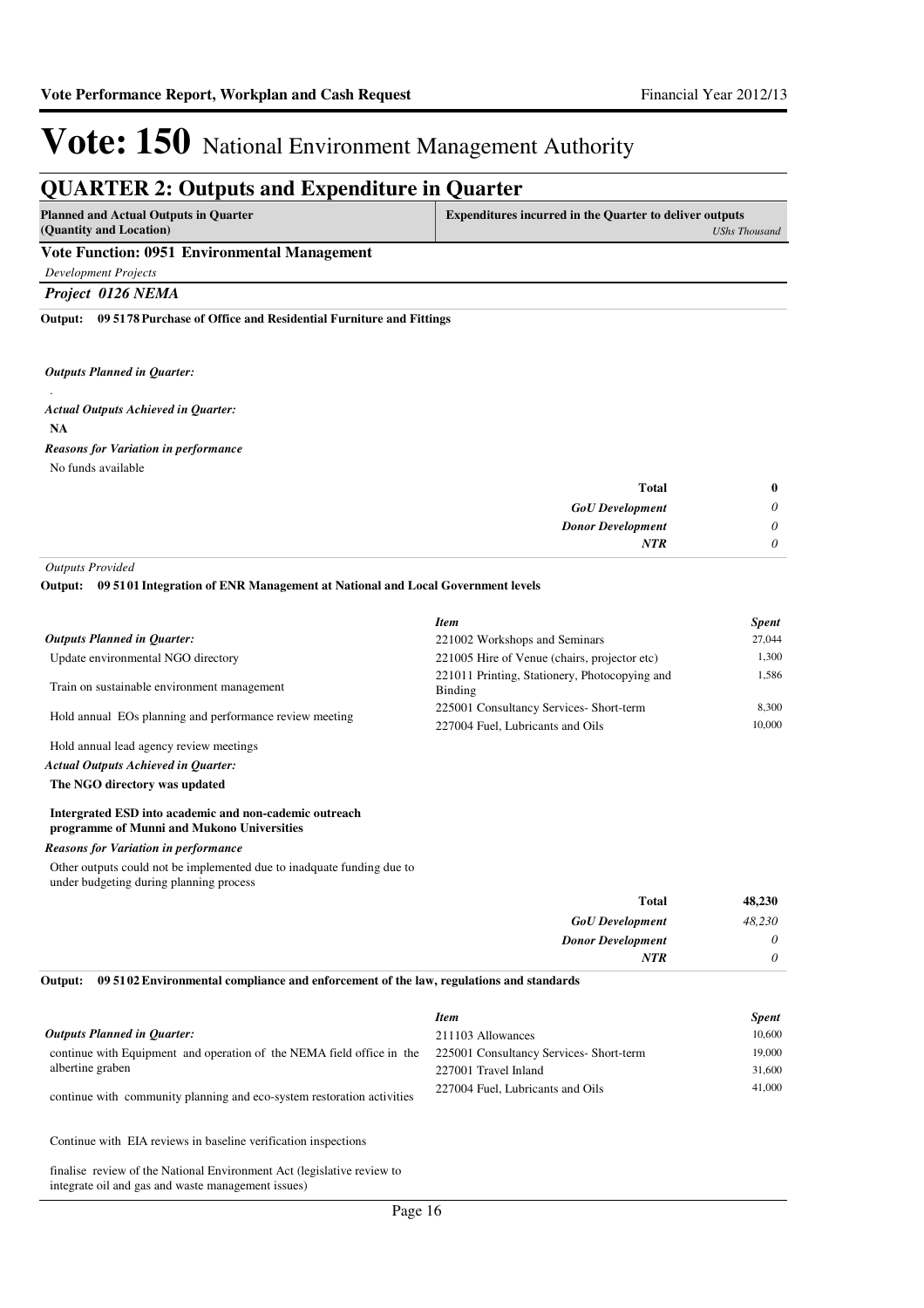# Vote: 150 National Environment Management Authority

## QUARTER 2: Outputs and Expenditure in Quarter

| Planned and Actual Outputs in Quarter (Quantity and Location) | Expenditures incurred in the Quarter to deliver outputs *UShs Thousand* |
|---|---|

### Vote Function: 0951 Environmental Management

*Development Projects*

***Project 0126 NEMA***

**Output: 09 5178 Purchase of Office and Residential Furniture and Fittings**

***Outputs Planned in Quarter:***

.

***Actual Outputs Achieved in Quarter:***

**NA**

***Reasons for Variation in performance***

No funds available

| | |
|---|---|
| **Total** | **0** |
| ***GoU Development*** | *0* |
| ***Donor Development*** | *0* |
| ***NTR*** | *0* |

*Outputs Provided*

**Output: 09 5101 Integration of ENR Management at National and Local Government levels**

***Outputs Planned in Quarter:***

Update environmental NGO directory

Train on sustainable environment management

Hold annual EOs planning and performance review meeting

Hold annual lead agency review meetings

***Actual Outputs Achieved in Quarter:***

**The NGO directory was updated**

**Intergrated ESD into academic and non-cademic outreach programme of Munni and Mukono Universities**

***Reasons for Variation in performance***

Other outputs could not be implemented due to inadquate funding due to under budgeting during planning process

| *Item* | *Spent* |
|---|---|
| 221002 Workshops and Seminars | 27,044 |
| 221005 Hire of Venue (chairs, projector etc) | 1,300 |
| 221011 Printing, Stationery, Photocopying and Binding | 1,586 |
| 225001 Consultancy Services- Short-term | 8,300 |
| 227004 Fuel, Lubricants and Oils | 10,000 |

| | |
|---|---|
| **Total** | **48,230** |
| ***GoU Development*** | *48,230* |
| ***Donor Development*** | *0* |
| ***NTR*** | *0* |

**Output: 09 5102 Environmental compliance and enforcement of the law, regulations and standards**

***Outputs Planned in Quarter:***

continue with Equipment and operation of the NEMA field office in the albertine graben

continue with community planning and eco-system restoration activities

Continue with EIA reviews in baseline verification inspections

finalise review of the National Environment Act (legislative review to integrate oil and gas and waste management issues)

| *Item* | *Spent* |
|---|---|
| 211103 Allowances | 10,600 |
| 225001 Consultancy Services- Short-term | 19,000 |
| 227001 Travel Inland | 31,600 |
| 227004 Fuel, Lubricants and Oils | 41,000 |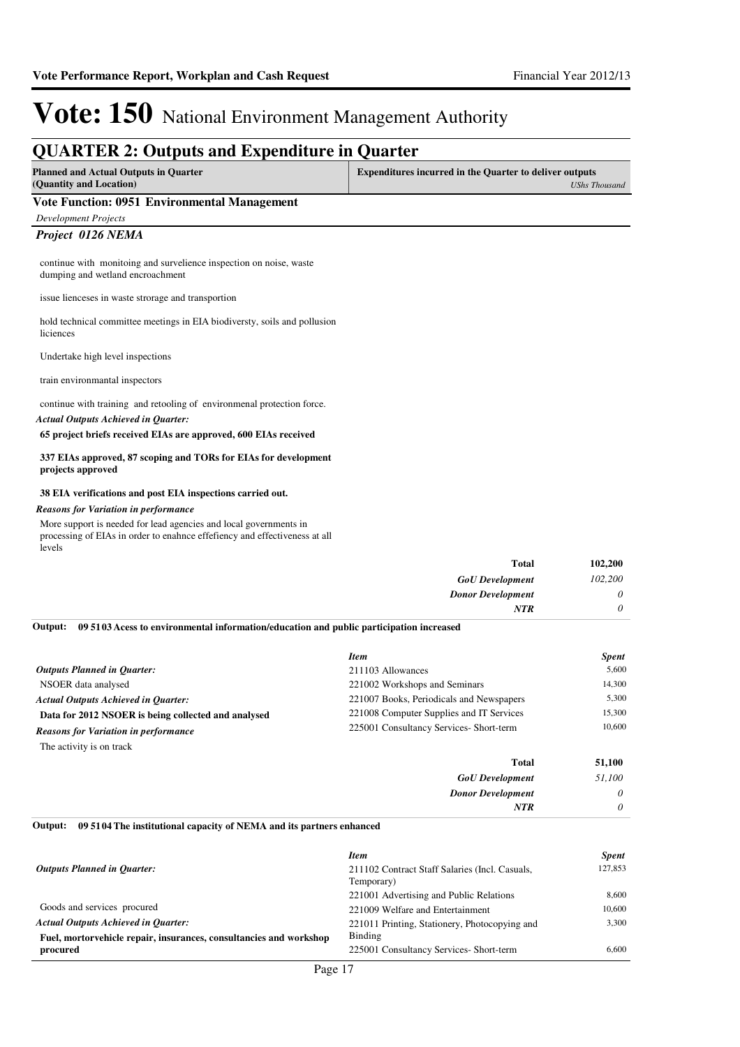# Vote: 150 National Environment Management Authority

## QUARTER 2: Outputs and Expenditure in Quarter

| Planned and Actual Outputs in Quarter (Quantity and Location) | Expenditures incurred in the Quarter to deliver outputs *UShs Thousand* |
|---|---|

### Vote Function: 0951 Environmental Management

*Development Projects*

#### *Project 0126 NEMA*

continue with monitoing and survelience inspection on noise, waste dumping and wetland encroachment

issue lienceses in waste strorage and transportion

hold technical committee meetings in EIA biodiversty, soils and pollusion liciences

Undertake high level inspections

train environmantal inspectors

continue with training and retooling of environmenal protection force.

*Actual Outputs Achieved in Quarter:*

**65 project briefs received EIAs are approved, 600 EIAs received**

**337 EIAs approved, 87 scoping and TORs for EIAs for development projects approved**

**38 EIA verifications and post EIA inspections carried out.**

*Reasons for Variation in performance*

More support is needed for lead agencies and local governments in processing of EIAs in order to enahnce effefiency and effectiveness at all levels

| | |
|---|---|
| **Total** | **102,200** |
| *GoU Development* | *102,200* |
| *Donor Development* | *0* |
| *NTR* | *0* |

**Output: 09 5103 Acess to environmental information/education and public participation increased**

*Outputs Planned in Quarter:*

NSOER data analysed

*Actual Outputs Achieved in Quarter:*

**Data for 2012 NSOER is being collected and analysed**

*Reasons for Variation in performance*

The activity is on track

| *Item* | *Spent* |
|---|---|
| 211103 Allowances | 5,600 |
| 221002 Workshops and Seminars | 14,300 |
| 221007 Books, Periodicals and Newspapers | 5,300 |
| 221008 Computer Supplies and IT Services | 15,300 |
| 225001 Consultancy Services- Short-term | 10,600 |
| **Total** | **51,100** |
| *GoU Development* | *51,100* |
| *Donor Development* | *0* |
| *NTR* | *0* |

**Output: 09 5104 The institutional capacity of NEMA and its partners enhanced**

*Outputs Planned in Quarter:*

Goods and services procured

*Actual Outputs Achieved in Quarter:*

**Fuel, mortorvehicle repair, insurances, consultancies and workshop procured**

| *Item* | *Spent* |
|---|---|
| 211102 Contract Staff Salaries (Incl. Casuals, Temporary) | 127,853 |
| 221001 Advertising and Public Relations | 8,600 |
| 221009 Welfare and Entertainment | 10,600 |
| 221011 Printing, Stationery, Photocopying and Binding | 3,300 |
| 225001 Consultancy Services- Short-term | 6,600 |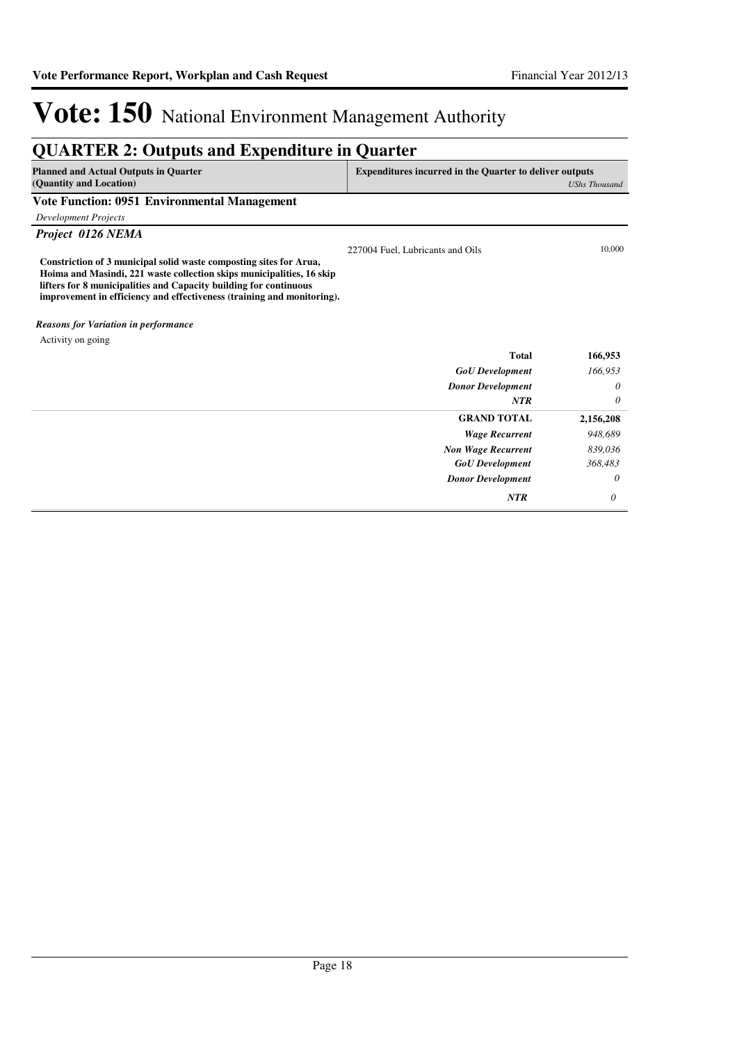# Vote: 150 National Environment Management Authority

## QUARTER 2: Outputs and Expenditure in Quarter

| Planned and Actual Outputs in Quarter (Quantity and Location) | Expenditures incurred in the Quarter to deliver outputs | UShs Thousand |
|---|---|---|
| **Vote Function: 0951 Environmental Management** | | |
| *Development Projects* | | |
| ***Project 0126 NEMA*** | | |
| **Constriction of 3 municipal solid waste composting sites for Arua, Hoima and Masindi, 221 waste collection skips municipalities, 16 skip lifters for 8 municipalities and Capacity building for continuous improvement in efficiency and effectiveness (training and monitoring).** | 227004 Fuel, Lubricants and Oils | 10,000 |
| ***Reasons for Variation in performance*** | | |
| Activity on going | | |
| | **Total** | **166,953** |
| | ***GoU Development*** | *166,953* |
| | ***Donor Development*** | *0* |
| | ***NTR*** | *0* |
| | **GRAND TOTAL** | **2,156,208** |
| | ***Wage Recurrent*** | *948,689* |
| | ***Non Wage Recurrent*** | *839,036* |
| | ***GoU Development*** | *368,483* |
| | ***Donor Development*** | *0* |
| | ***NTR*** | *0* |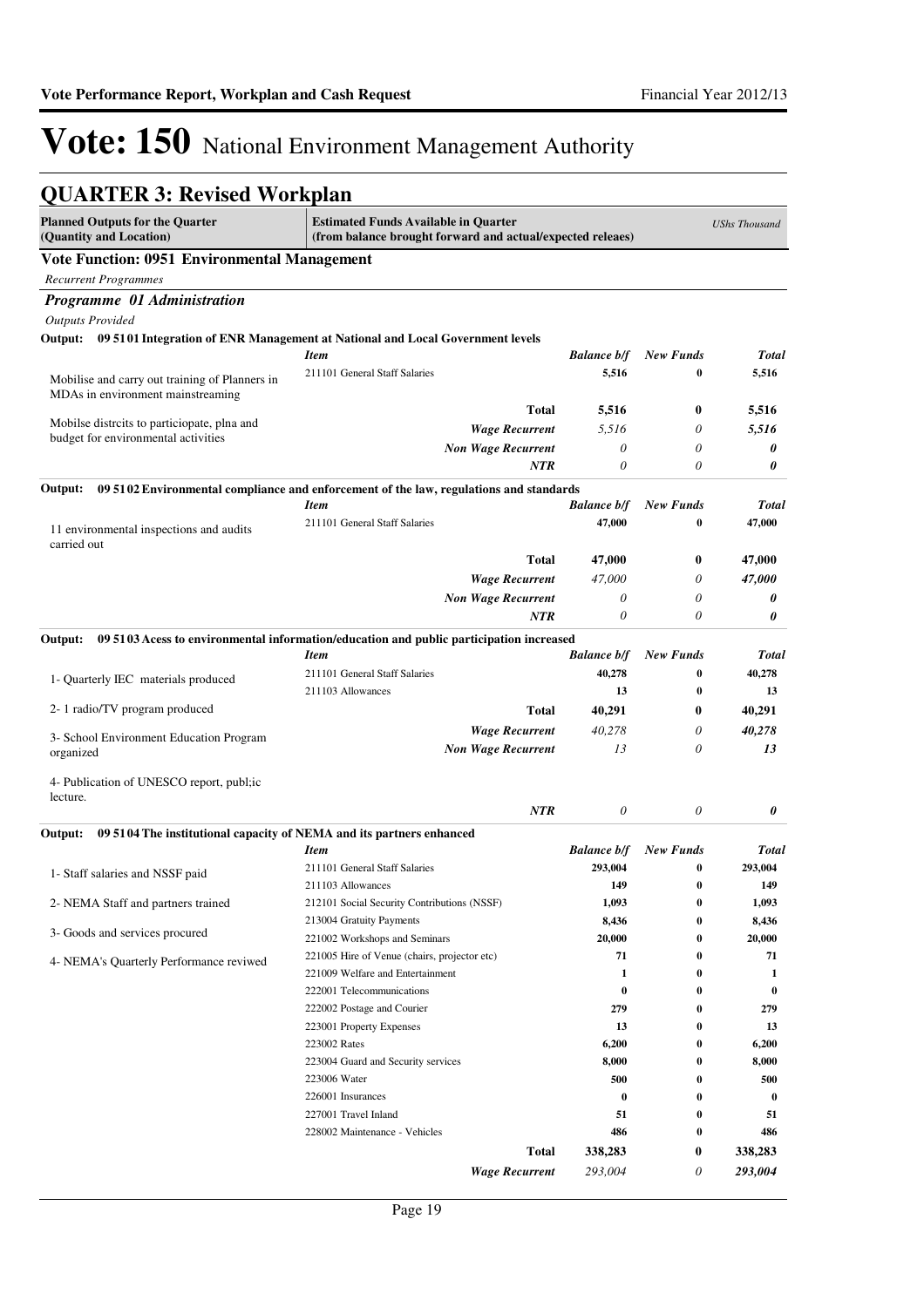# Vote: 150 National Environment Management Authority

## QUARTER 3: Revised Workplan

| Planned Outputs for the Quarter (Quantity and Location) | Estimated Funds Available in Quarter (from balance brought forward and actual/expected releaes) | | | USHs Thousand |
|---|---|---|---|---|

**Vote Function: 0951 Environmental Management**

*Recurrent Programmes*

***Programme 01 Administration***

*Outputs Provided*

**Output: 09 51 01 Integration of ENR Management at National and Local Government levels**

| Planned Outputs | Item | Balance b/f | New Funds | Total |
|---|---|---|---|---|
| Mobilise and carry out training of Planners in MDAs in environment mainstreaming | 211101 General Staff Salaries | 5,516 | 0 | 5,516 |
| Mobilse distrcits to particiopate, plna and budget for environmental activities | **Total** | **5,516** | **0** | **5,516** |
| | *Wage Recurrent* | *5,516* | *0* | *5,516* |
| | *Non Wage Recurrent* | *0* | *0* | *0* |
| | *NTR* | *0* | *0* | *0* |

**Output: 09 51 02 Environmental compliance and enforcement of the law, regulations and standards**

| Planned Outputs | Item | Balance b/f | New Funds | Total |
|---|---|---|---|---|
| 11 environmental inspections and audits carried out | 211101 General Staff Salaries | 47,000 | 0 | 47,000 |
| | **Total** | **47,000** | **0** | **47,000** |
| | *Wage Recurrent* | *47,000* | *0* | *47,000* |
| | *Non Wage Recurrent* | *0* | *0* | *0* |
| | *NTR* | *0* | *0* | *0* |

**Output: 09 51 03 Acess to environmental information/education and public participation increased**

| Planned Outputs | Item | Balance b/f | New Funds | Total |
|---|---|---|---|---|
| 1- Quarterly IEC materials produced | 211101 General Staff Salaries | 40,278 | 0 | 40,278 |
| | 211103 Allowances | 13 | 0 | 13 |
| 2- 1 radio/TV program produced | **Total** | **40,291** | **0** | **40,291** |
| 3- School Environment Education Program organized | *Wage Recurrent* | *40,278* | *0* | *40,278* |
| | *Non Wage Recurrent* | *13* | *0* | *13* |
| 4- Publication of UNESCO report, publ;ic lecture. | *NTR* | *0* | *0* | *0* |

**Output: 09 51 04 The institutional capacity of NEMA and its partners enhanced**

| Planned Outputs | Item | Balance b/f | New Funds | Total |
|---|---|---|---|---|
| 1- Staff salaries and NSSF paid | 211101 General Staff Salaries | 293,004 | 0 | 293,004 |
| | 211103 Allowances | 149 | 0 | 149 |
| 2- NEMA Staff and partners trained | 212101 Social Security Contributions (NSSF) | 1,093 | 0 | 1,093 |
| | 213004 Gratuity Payments | 8,436 | 0 | 8,436 |
| 3- Goods and services procured | 221002 Workshops and Seminars | 20,000 | 0 | 20,000 |
| 4- NEMA's Quarterly Performance reviwed | 221005 Hire of Venue (chairs, projector etc) | 71 | 0 | 71 |
| | 221009 Welfare and Entertainment | 1 | 0 | 1 |
| | 222001 Telecommunications | 0 | 0 | 0 |
| | 222002 Postage and Courier | 279 | 0 | 279 |
| | 223001 Property Expenses | 13 | 0 | 13 |
| | 223002 Rates | 6,200 | 0 | 6,200 |
| | 223004 Guard and Security services | 8,000 | 0 | 8,000 |
| | 223006 Water | 500 | 0 | 500 |
| | 226001 Insurances | 0 | 0 | 0 |
| | 227001 Travel Inland | 51 | 0 | 51 |
| | 228002 Maintenance - Vehicles | 486 | 0 | 486 |
| | **Total** | **338,283** | **0** | **338,283** |
| | *Wage Recurrent* | *293,004* | *0* | *293,004* |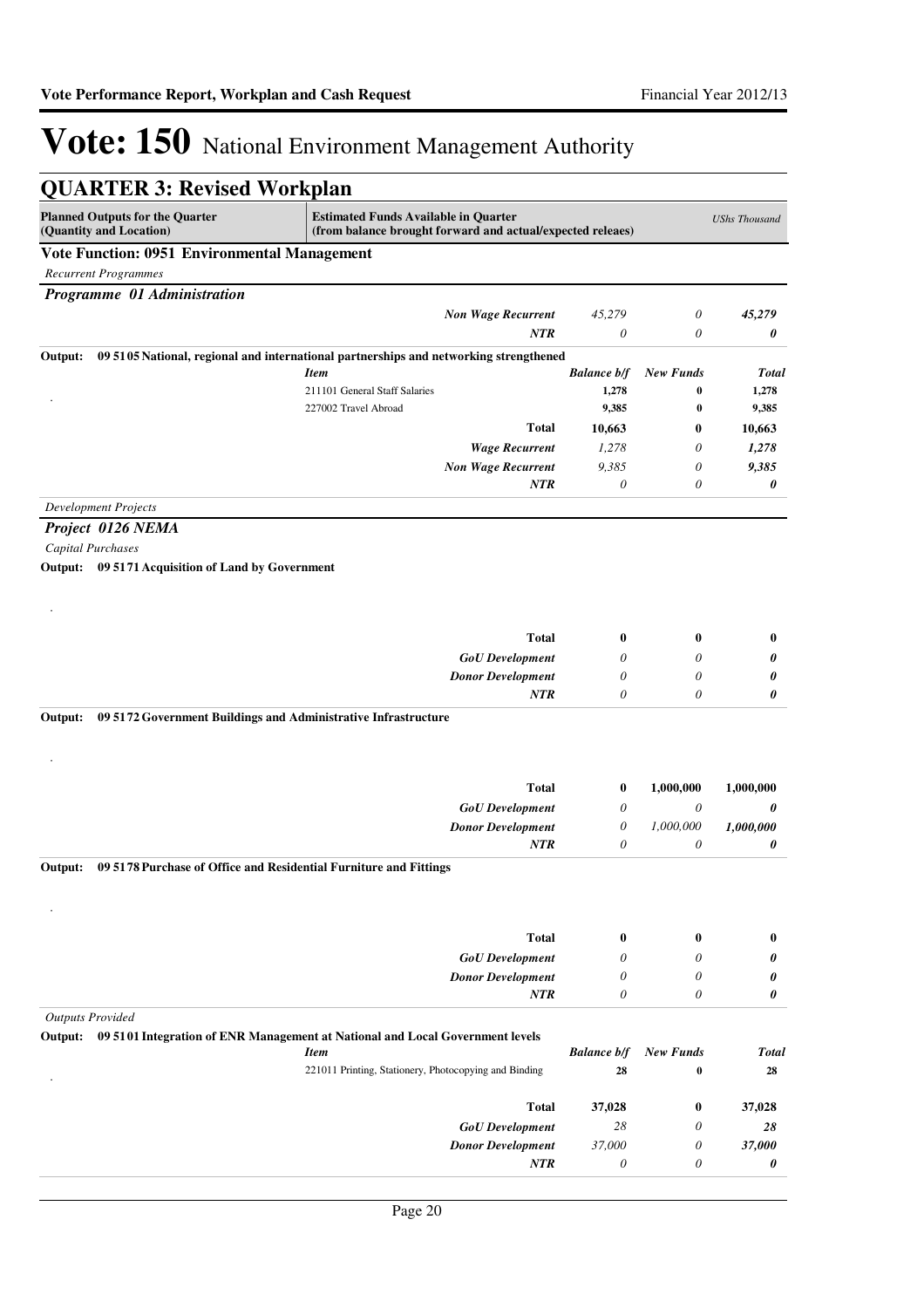# Vote: 150 National Environment Management Authority

## QUARTER 3: Revised Workplan

| Planned Outputs for the Quarter (Quantity and Location) | Estimated Funds Available in Quarter (from balance brought forward and actual/expected releaes) | | | UShs Thousand |
|---|---|---|---|---|

**Vote Function: 0951 Environmental Management**

*Recurrent Programmes*

***Programme 01 Administration***

| | | | | |
|---|---|---|---|---|
| | ***Non Wage Recurrent*** | *45,279* | *0* | ***45,279*** |
| | ***NTR*** | *0* | *0* | ***0*** |

**Output: 09 5105 National, regional and international partnerships and networking strengthened**

| | *Item* | *Balance b/f* | *New Funds* | *Total* |
|---|---|---|---|---|
| . | 211101 General Staff Salaries | **1,278** | **0** | **1,278** |
| | 227002 Travel Abroad | **9,385** | **0** | **9,385** |
| | **Total** | **10,663** | **0** | **10,663** |
| | ***Wage Recurrent*** | *1,278* | *0* | ***1,278*** |
| | ***Non Wage Recurrent*** | *9,385* | *0* | ***9,385*** |
| | ***NTR*** | *0* | *0* | ***0*** |

*Development Projects*

***Project 0126 NEMA***

*Capital Purchases*

**Output: 09 5171 Acquisition of Land by Government**

| | | | | |
|---|---|---|---|---|
| . | | | | |
| | **Total** | **0** | **0** | **0** |
| | ***GoU Development*** | *0* | *0* | ***0*** |
| | ***Donor Development*** | *0* | *0* | ***0*** |
| | ***NTR*** | *0* | *0* | ***0*** |

**Output: 09 5172 Government Buildings and Administrative Infrastructure**

| | | | | |
|---|---|---|---|---|
| . | | | | |
| | **Total** | **0** | **1,000,000** | **1,000,000** |
| | ***GoU Development*** | *0* | *0* | ***0*** |
| | ***Donor Development*** | *0* | *1,000,000* | ***1,000,000*** |
| | ***NTR*** | *0* | *0* | ***0*** |

**Output: 09 5178 Purchase of Office and Residential Furniture and Fittings**

| | | | | |
|---|---|---|---|---|
| . | | | | |
| | **Total** | **0** | **0** | **0** |
| | ***GoU Development*** | *0* | *0* | ***0*** |
| | ***Donor Development*** | *0* | *0* | ***0*** |
| | ***NTR*** | *0* | *0* | ***0*** |

*Outputs Provided*

**Output: 09 5101 Integration of ENR Management at National and Local Government levels**

| | *Item* | *Balance b/f* | *New Funds* | *Total* |
|---|---|---|---|---|
| . | 221011 Printing, Stationery, Photocopying and Binding | **28** | **0** | **28** |
| | **Total** | **37,028** | **0** | **37,028** |
| | ***GoU Development*** | *28* | *0* | ***28*** |
| | ***Donor Development*** | *37,000* | *0* | ***37,000*** |
| | ***NTR*** | *0* | *0* | ***0*** |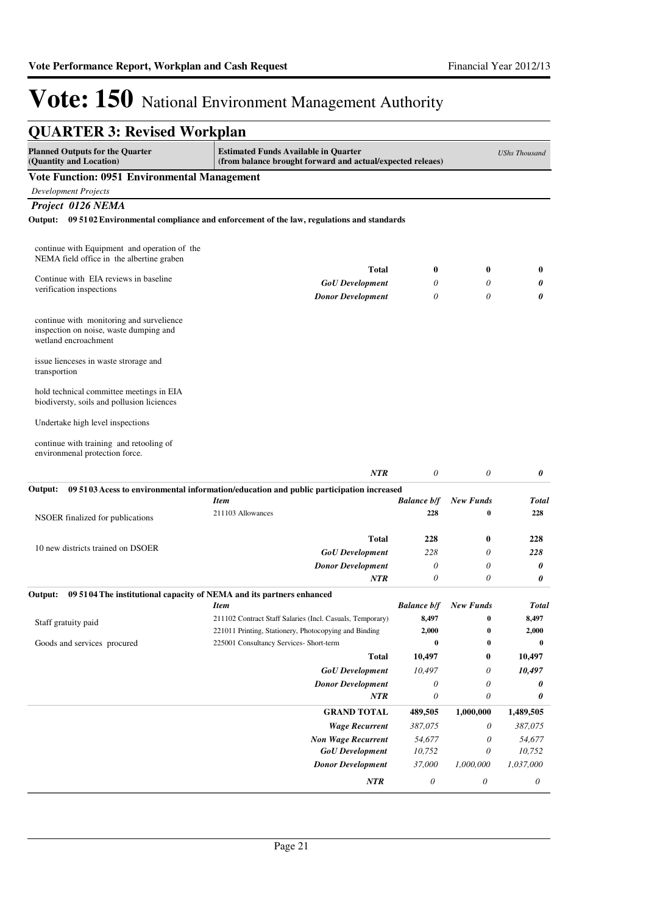# Vote: 150 National Environment Management Authority

## QUARTER 3: Revised Workplan

| Planned Outputs for the Quarter (Quantity and Location) | Estimated Funds Available in Quarter (from balance brought forward and actual/expected releaes) | | | USHs Thousand |
|---|---|---|---|---|

**Vote Function: 0951 Environmental Management**

*Development Projects*

***Project 0126 NEMA***

**Output: 09 5102 Environmental compliance and enforcement of the law, regulations and standards**

| Planned Outputs | Item | Balance b/f | New Funds | Total |
|---|---|---|---|---|
| continue with Equipment and operation of the NEMA field office in the albertine graben<br><br>Continue with EIA reviews in baseline verification inspections<br><br>continue with monitoring and survelience inspection on noise, waste dumping and wetland encroachment<br><br>issue lienceses in waste strorage and transportion<br><br>hold technical committee meetings in EIA biodiversty, soils and pollution liciences<br><br>Undertake high level inspections<br><br>continue with training and retooling of environmenal protection force. | | | | |
| | **Total** | **0** | **0** | **0** |
| | *GoU Development* | *0* | *0* | ***0*** |
| | *Donor Development* | *0* | *0* | ***0*** |
| | *NTR* | *0* | *0* | ***0*** |

**Output: 09 5103 Acess to environmental information/education and public participation increased**

| Planned Outputs | Item | Balance b/f | New Funds | Total |
|---|---|---|---|---|
| NSOER finalized for publications<br><br>10 new districts trained on DSOER | 211103 Allowances | 228 | 0 | 228 |
| | **Total** | **228** | **0** | **228** |
| | *GoU Development* | *228* | *0* | ***228*** |
| | *Donor Development* | *0* | *0* | ***0*** |
| | *NTR* | *0* | *0* | ***0*** |

**Output: 09 5104 The institutional capacity of NEMA and its partners enhanced**

| Planned Outputs | Item | Balance b/f | New Funds | Total |
|---|---|---|---|---|
| Staff gratuity paid<br><br>Goods and services procured | 211102 Contract Staff Salaries (Incl. Casuals, Temporary) | 8,497 | 0 | 8,497 |
| | 221011 Printing, Stationery, Photocopying and Binding | 2,000 | 0 | 2,000 |
| | 225001 Consultancy Services- Short-term | 0 | 0 | 0 |
| | **Total** | **10,497** | **0** | **10,497** |
| | *GoU Development* | *10,497* | *0* | ***10,497*** |
| | *Donor Development* | *0* | *0* | ***0*** |
| | *NTR* | *0* | *0* | ***0*** |

| | | Balance b/f | New Funds | Total |
|---|---|---|---|---|
| | **GRAND TOTAL** | **489,505** | **1,000,000** | **1,489,505** |
| | *Wage Recurrent* | *387,075* | *0* | *387,075* |
| | *Non Wage Recurrent* | *54,677* | *0* | *54,677* |
| | *GoU Development* | *10,752* | *0* | *10,752* |
| | *Donor Development* | *37,000* | *1,000,000* | *1,037,000* |
| | *NTR* | *0* | *0* | *0* |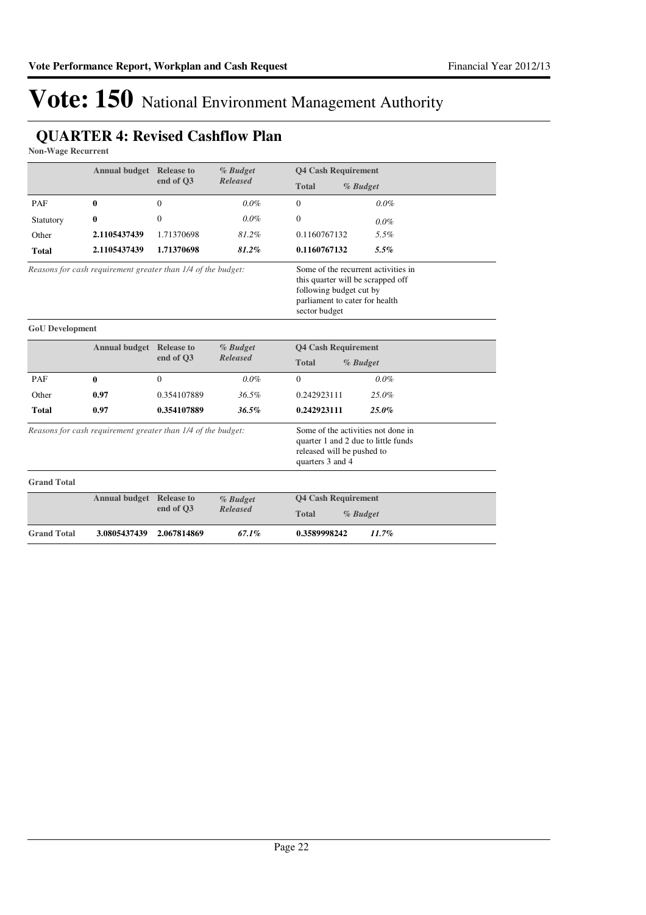# Vote: 150 National Environment Management Authority

## QUARTER 4: Revised Cashflow Plan

**Non-Wage Recurrent**

| | Annual budget | Release to end of Q3 | *% Budget Released* | Q4 Cash Requirement Total | *% Budget* |
|---|---|---|---|---|---|
| PAF | **0** | 0 | *0.0%* | 0 | *0.0%* |
| Statutory | **0** | 0 | *0.0%* | 0 | *0.0%* |
| Other | **2.1105437439** | 1.71370698 | *81.2%* | 0.1160767132 | *5.5%* |
| **Total** | **2.1105437439** | **1.71370698** | ***81.2%*** | **0.1160767132** | ***5.5%*** |

*Reasons for cash requirement greater than 1/4 of the budget:* Some of the recurrent activities in this quarter will be scrapped off following budget cut by parliament to cater for health sector budget

**GoU Development**

| | Annual budget | Release to end of Q3 | *% Budget Released* | Q4 Cash Requirement Total | *% Budget* |
|---|---|---|---|---|---|
| PAF | **0** | 0 | *0.0%* | 0 | *0.0%* |
| Other | **0.97** | 0.354107889 | *36.5%* | 0.242923111 | *25.0%* |
| **Total** | **0.97** | **0.354107889** | ***36.5%*** | **0.242923111** | ***25.0%*** |

*Reasons for cash requirement greater than 1/4 of the budget:* Some of the activities not done in quarter 1 and 2 due to little funds released will be pushed to quarters 3 and 4

**Grand Total**

| | Annual budget | Release to end of Q3 | *% Budget Released* | Q4 Cash Requirement Total | *% Budget* |
|---|---|---|---|---|---|
| **Grand Total** | **3.0805437439** | **2.067814869** | ***67.1%*** | **0.3589998242** | ***11.7%*** |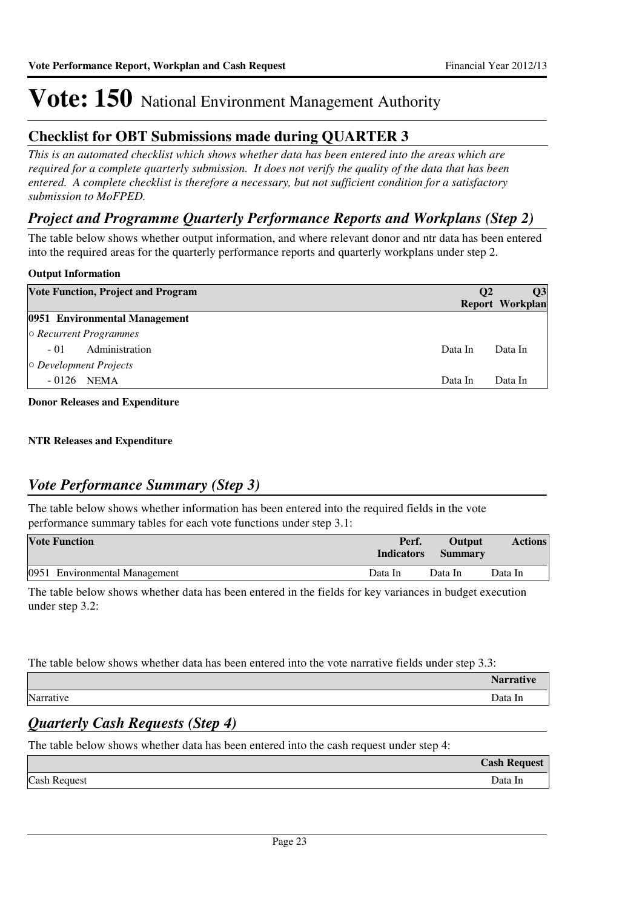# Vote: 150 National Environment Management Authority

## Checklist for OBT Submissions made during QUARTER 3

*This is an automated checklist which shows whether data has been entered into the areas which are required for a complete quarterly submission. It does not verify the quality of the data that has been entered. A complete checklist is therefore a necessary, but not sufficient condition for a satisfactory submission to MoFPED.*

## *Project and Programme Quarterly Performance Reports and Workplans (Step 2)*

The table below shows whether output information, and where relevant donor and ntr data has been entered into the required areas for the quarterly performance reports and quarterly workplans under step 2.

**Output Information**

| Vote Function, Project and Program | Q2 Report | Q3 Workplan |
|---|---|---|
| **0951 Environmental Management** | | |
| ○ *Recurrent Programmes* | | |
| - 01 Administration | Data In | Data In |
| ○ *Development Projects* | | |
| - 0126 NEMA | Data In | Data In |

**Donor Releases and Expenditure**

**NTR Releases and Expenditure**

## *Vote Performance Summary (Step 3)*

The table below shows whether information has been entered into the required fields in the vote performance summary tables for each vote functions under step 3.1:

| Vote Function | Perf. Indicators | Output Summary | Actions |
|---|---|---|---|
| 0951 Environmental Management | Data In | Data In | Data In |

The table below shows whether data has been entered in the fields for key variances in budget execution under step 3.2:

The table below shows whether data has been entered into the vote narrative fields under step 3.3:

| | Narrative |
|---|---|
| Narrative | Data In |

## *Quarterly Cash Requests (Step 4)*

The table below shows whether data has been entered into the cash request under step 4:

| | Cash Request |
|---|---|
| Cash Request | Data In |